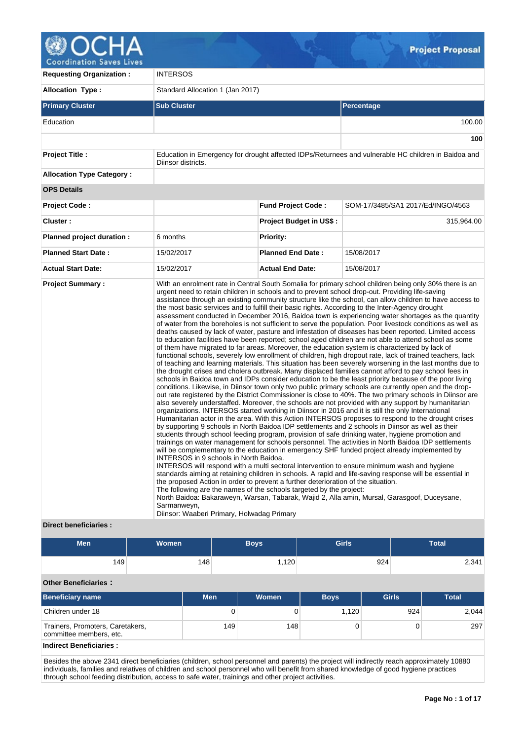# Project Proposal

| | | | |
|---|---|---|---|
| **Requesting Organization :** | INTERSOS | | |
| **Allocation Type :** | Standard Allocation 1 (Jan 2017) | | |

| Primary Cluster | Sub Cluster | Percentage |
|---|---|---|
| Education | | 100.00 |
| | | **100** |

| | | | |
|---|---|---|---|
| **Project Title :** | Education in Emergency for drought affected IDPs/Returnees and vulnerable HC children in Baidoa and Diinsor districts. | | |
| **Allocation Type Category :** | | | |
| **OPS Details** | | | |
| **Project Code :** | | **Fund Project Code :** | SOM-17/3485/SA1 2017/Ed/INGO/4563 |
| **Cluster :** | | **Project Budget in US$ :** | 315,964.00 |
| **Planned project duration :** | 6 months | **Priority:** | |
| **Planned Start Date :** | 15/02/2017 | **Planned End Date :** | 15/08/2017 |
| **Actual Start Date:** | 15/02/2017 | **Actual End Date:** | 15/08/2017 |

**Project Summary :**

With an enrolment rate in Central South Somalia for primary school children being only 30% there is an urgent need to retain children in schools and to prevent school drop-out. Providing life-saving assistance through an existing community structure like the school, can allow children to have access to the most basic services and to fulfill their basic rights. According to the Inter-Agency drought assessment conducted in December 2016, Baidoa town is experiencing water shortages as the quantity of water from the boreholes is not sufficient to serve the population. Poor livestock conditions as well as deaths caused by lack of water, pasture and infestation of diseases has been reported. Limited access to education facilities have been reported; school aged children are not able to attend school as some of them have migrated to far areas. Moreover, the education system is characterized by lack of functional schools, severely low enrollment of children, high dropout rate, lack of trained teachers, lack of teaching and learning materials. This situation has been severely worsening in the last months due to the drought crises and cholera outbreak. Many displaced families cannot afford to pay school fees in schools in Baidoa town and IDPs consider education to be the least priority because of the poor living conditions. Likewise, in Diinsor town only two public primary schools are currently open and the drop-out rate registered by the District Commissioner is close to 40%. The two primary schools in Diinsor are also severely understaffed. Moreover, the schools are not provided with any support by humanitarian organizations. INTERSOS started working in Diinsor in 2016 and it is still the only International Humanitarian actor in the area. With this Action INTERSOS proposes to respond to the drought crises by supporting 9 schools in North Baidoa IDP settlements and 2 schools in Diinsor as well as their students through school feeding program, provision of safe drinking water, hygiene promotion and trainings on water management for schools personnel. The activities in North Baidoa IDP settlements will be complementary to the education in emergency SHF funded project already implemented by INTERSOS in 9 schools in North Baidoa.
INTERSOS will respond with a multi sectoral intervention to ensure minimum wash and hygiene standards aiming at retaining children in schools. A rapid and life-saving response will be essential in the proposed Action in order to prevent a further deterioration of the situation.
The following are the names of the schools targeted by the project:
North Baidoa: Bakaraweyn, Warsan, Tabarak, Wajid 2, Alla amin, Mursal, Garasgoof, Duceysane, Sarmanweyn,
Diinsor: Waaberi Primary, Holwadag Primary

**Direct beneficiaries :**

| Men | Women | Boys | Girls | Total |
|---|---|---|---|---|
| 149 | 148 | 1,120 | 924 | 2,341 |

**Other Beneficiaries :**

| Beneficiary name | Men | Women | Boys | Girls | Total |
|---|---|---|---|---|---|
| Children under 18 | 0 | 0 | 1,120 | 924 | 2,044 |
| Trainers, Promoters, Caretakers, committee members, etc. | 149 | 148 | 0 | 0 | 297 |

**Indirect Beneficiaries :**

Besides the above 2341 direct beneficiaries (children, school personnel and parents) the project will indirectly reach approximately 10880 individuals, families and relatives of children and school personnel who will benefit from shared knowledge of good hygiene practices through school feeding distribution, access to safe water, trainings and other project activities.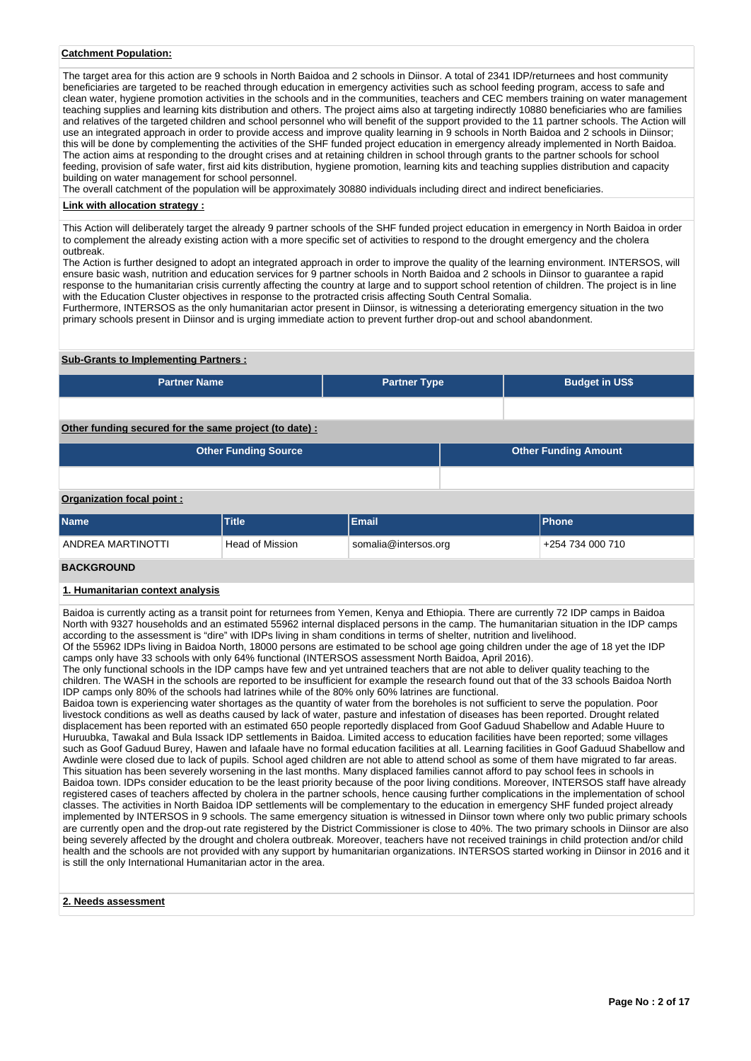**Catchment Population:**

The target area for this action are 9 schools in North Baidoa and 2 schools in Diinsor. A total of 2341 IDP/returnees and host community beneficiaries are targeted to be reached through education in emergency activities such as school feeding program, access to safe and clean water, hygiene promotion activities in the schools and in the communities, teachers and CEC members training on water management teaching supplies and learning kits distribution and others. The project aims also at targeting indirectly 10880 beneficiaries who are families and relatives of the targeted children and school personnel who will benefit of the support provided to the 11 partner schools. The Action will use an integrated approach in order to provide access and improve quality learning in 9 schools in North Baidoa and 2 schools in Diinsor; this will be done by complementing the activities of the SHF funded project education in emergency already implemented in North Baidoa. The action aims at responding to the drought crises and at retaining children in school through grants to the partner schools for school feeding, provision of safe water, first aid kits distribution, hygiene promotion, learning kits and teaching supplies distribution and capacity building on water management for school personnel.
The overall catchment of the population will be approximately 30880 individuals including direct and indirect beneficiaries.

**Link with allocation strategy :**

This Action will deliberately target the already 9 partner schools of the SHF funded project education in emergency in North Baidoa in order to complement the already existing action with a more specific set of activities to respond to the drought emergency and the cholera outbreak.
The Action is further designed to adopt an integrated approach in order to improve the quality of the learning environment. INTERSOS, will ensure basic wash, nutrition and education services for 9 partner schools in North Baidoa and 2 schools in Diinsor to guarantee a rapid response to the humanitarian crisis currently affecting the country at large and to support school retention of children. The project is in line with the Education Cluster objectives in response to the protracted crisis affecting South Central Somalia.
Furthermore, INTERSOS as the only humanitarian actor present in Diinsor, is witnessing a deteriorating emergency situation in the two primary schools present in Diinsor and is urging immediate action to prevent further drop-out and school abandonment.

**Sub-Grants to Implementing Partners :**

| Partner Name | Partner Type | Budget in US$ |
|---|---|---|
| | | |

**Other funding secured for the same project (to date) :**

| Other Funding Source | Other Funding Amount |
|---|---|
| | |

**Organization focal point :**

| Name | Title | Email | Phone |
|---|---|---|---|
| ANDREA MARTINOTTI | Head of Mission | somalia@intersos.org | +254 734 000 710 |

## BACKGROUND

**1. Humanitarian context analysis**

Baidoa is currently acting as a transit point for returnees from Yemen, Kenya and Ethiopia. There are currently 72 IDP camps in Baidoa North with 9327 households and an estimated 55962 internal displaced persons in the camp. The humanitarian situation in the IDP camps according to the assessment is "dire" with IDPs living in sham conditions in terms of shelter, nutrition and livelihood.
Of the 55962 IDPs living in Baidoa North, 18000 persons are estimated to be school age going children under the age of 18 yet the IDP camps only have 33 schools with only 64% functional (INTERSOS assessment North Baidoa, April 2016).
The only functional schools in the IDP camps have few and yet untrained teachers that are not able to deliver quality teaching to the children. The WASH in the schools are reported to be insufficient for example the research found out that of the 33 schools Baidoa North IDP camps only 80% of the schools had latrines while of the 80% only 60% latrines are functional.
Baidoa town is experiencing water shortages as the quantity of water from the boreholes is not sufficient to serve the population. Poor livestock conditions as well as deaths caused by lack of water, pasture and infestation of diseases has been reported. Drought related displacement has been reported with an estimated 650 people reportedly displaced from Goof Gaduud Shabellow and Adable Huure to Huruubka, Tawakal and Bula Issack IDP settlements in Baidoa. Limited access to education facilities have been reported; some villages such as Goof Gaduud Burey, Hawen and Iafaale have no formal education facilities at all. Learning facilities in Goof Gaduud Shabellow and Awdinle were closed due to lack of pupils. School aged children are not able to attend school as some of them have migrated to far areas. This situation has been severely worsening in the last months. Many displaced families cannot afford to pay school fees in schools in Baidoa town. IDPs consider education to be the least priority because of the poor living conditions. Moreover, INTERSOS staff have already registered cases of teachers affected by cholera in the partner schools, hence causing further complications in the implementation of school classes. The activities in North Baidoa IDP settlements will be complementary to the education in emergency SHF funded project already implemented by INTERSOS in 9 schools. The same emergency situation is witnessed in Diinsor town where only two public primary schools are currently open and the drop-out rate registered by the District Commissioner is close to 40%. The two primary schools in Diinsor are also being severely affected by the drought and cholera outbreak. Moreover, teachers have not received trainings in child protection and/or child health and the schools are not provided with any support by humanitarian organizations. INTERSOS started working in Diinsor in 2016 and it is still the only International Humanitarian actor in the area.

**2. Needs assessment**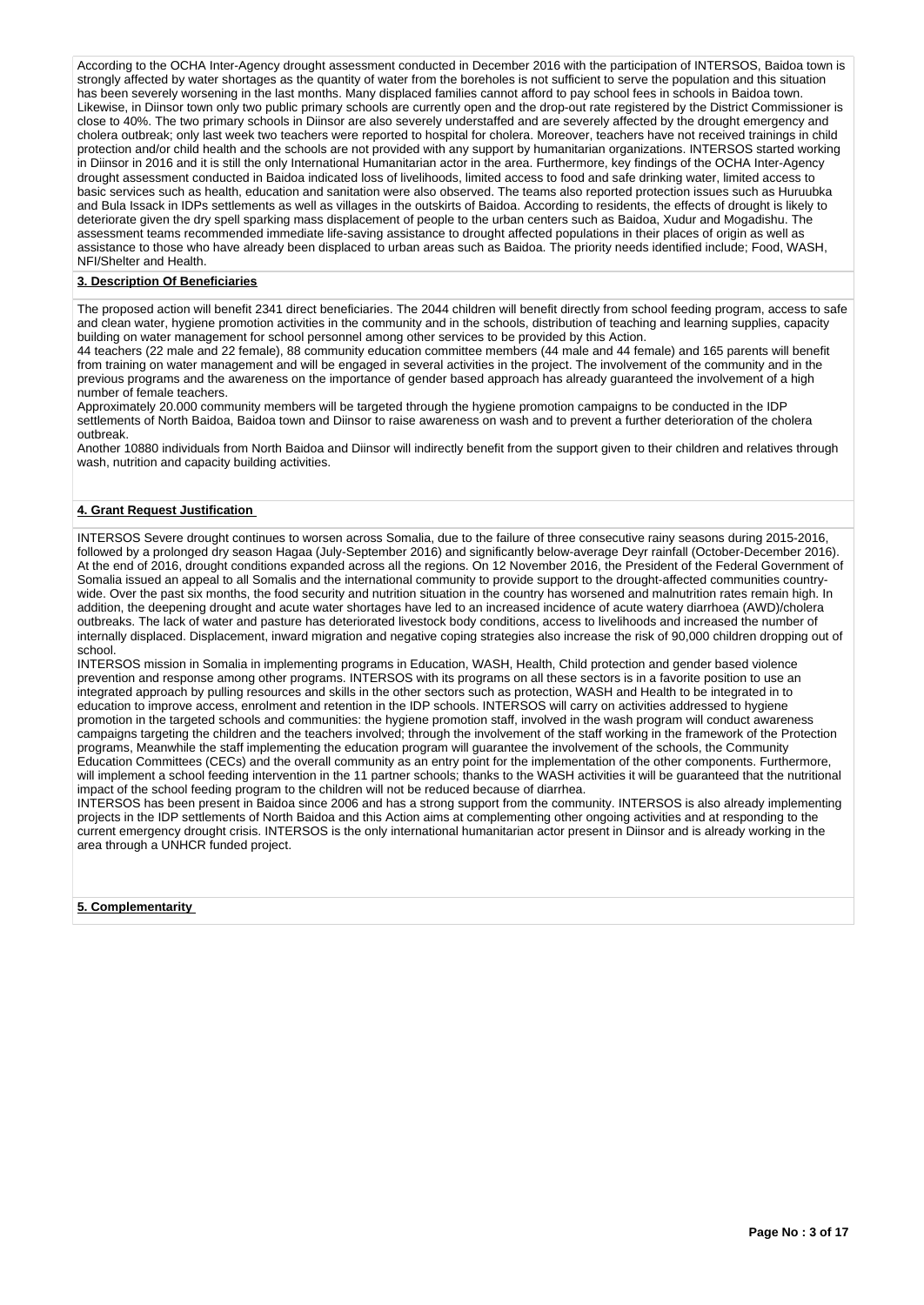According to the OCHA Inter-Agency drought assessment conducted in December 2016 with the participation of INTERSOS, Baidoa town is strongly affected by water shortages as the quantity of water from the boreholes is not sufficient to serve the population and this situation has been severely worsening in the last months. Many displaced families cannot afford to pay school fees in schools in Baidoa town. Likewise, in Diinsor town only two public primary schools are currently open and the drop-out rate registered by the District Commissioner is close to 40%. The two primary schools in Diinsor are also severely understaffed and are severely affected by the drought emergency and cholera outbreak; only last week two teachers were reported to hospital for cholera. Moreover, teachers have not received trainings in child protection and/or child health and the schools are not provided with any support by humanitarian organizations. INTERSOS started working in Diinsor in 2016 and it is still the only International Humanitarian actor in the area. Furthermore, key findings of the OCHA Inter-Agency drought assessment conducted in Baidoa indicated loss of livelihoods, limited access to food and safe drinking water, limited access to basic services such as health, education and sanitation were also observed. The teams also reported protection issues such as Huruubka and Bula Issack in IDPs settlements as well as villages in the outskirts of Baidoa. According to residents, the effects of drought is likely to deteriorate given the dry spell sparking mass displacement of people to the urban centers such as Baidoa, Xudur and Mogadishu. The assessment teams recommended immediate life-saving assistance to drought affected populations in their places of origin as well as assistance to those who have already been displaced to urban areas such as Baidoa. The priority needs identified include; Food, WASH, NFI/Shelter and Health.

**3. Description Of Beneficiaries**

The proposed action will benefit 2341 direct beneficiaries. The 2044 children will benefit directly from school feeding program, access to safe and clean water, hygiene promotion activities in the community and in the schools, distribution of teaching and learning supplies, capacity building on water management for school personnel among other services to be provided by this Action.
44 teachers (22 male and 22 female), 88 community education committee members (44 male and 44 female) and 165 parents will benefit from training on water management and will be engaged in several activities in the project. The involvement of the community and in the previous programs and the awareness on the importance of gender based approach has already guaranteed the involvement of a high number of female teachers.
Approximately 20.000 community members will be targeted through the hygiene promotion campaigns to be conducted in the IDP settlements of North Baidoa, Baidoa town and Diinsor to raise awareness on wash and to prevent a further deterioration of the cholera outbreak.
Another 10880 individuals from North Baidoa and Diinsor will indirectly benefit from the support given to their children and relatives through wash, nutrition and capacity building activities.

**4. Grant Request Justification**

INTERSOS Severe drought continues to worsen across Somalia, due to the failure of three consecutive rainy seasons during 2015-2016, followed by a prolonged dry season Hagaa (July-September 2016) and significantly below-average Deyr rainfall (October-December 2016). At the end of 2016, drought conditions expanded across all the regions. On 12 November 2016, the President of the Federal Government of Somalia issued an appeal to all Somalis and the international community to provide support to the drought-affected communities country-wide. Over the past six months, the food security and nutrition situation in the country has worsened and malnutrition rates remain high. In addition, the deepening drought and acute water shortages have led to an increased incidence of acute watery diarrhoea (AWD)/cholera outbreaks. The lack of water and pasture has deteriorated livestock body conditions, access to livelihoods and increased the number of internally displaced. Displacement, inward migration and negative coping strategies also increase the risk of 90,000 children dropping out of school.
INTERSOS mission in Somalia in implementing programs in Education, WASH, Health, Child protection and gender based violence prevention and response among other programs. INTERSOS with its programs on all these sectors is in a favorite position to use an integrated approach by pulling resources and skills in the other sectors such as protection, WASH and Health to be integrated in to education to improve access, enrolment and retention in the IDP schools. INTERSOS will carry on activities addressed to hygiene promotion in the targeted schools and communities: the hygiene promotion staff, involved in the wash program will conduct awareness campaigns targeting the children and the teachers involved; through the involvement of the staff working in the framework of the Protection programs, Meanwhile the staff implementing the education program will guarantee the involvement of the schools, the Community Education Committees (CECs) and the overall community as an entry point for the implementation of the other components. Furthermore, will implement a school feeding intervention in the 11 partner schools; thanks to the WASH activities it will be guaranteed that the nutritional impact of the school feeding program to the children will not be reduced because of diarrhea.
INTERSOS has been present in Baidoa since 2006 and has a strong support from the community. INTERSOS is also already implementing projects in the IDP settlements of North Baidoa and this Action aims at complementing other ongoing activities and at responding to the current emergency drought crisis. INTERSOS is the only international humanitarian actor present in Diinsor and is already working in the area through a UNHCR funded project.

**5. Complementarity**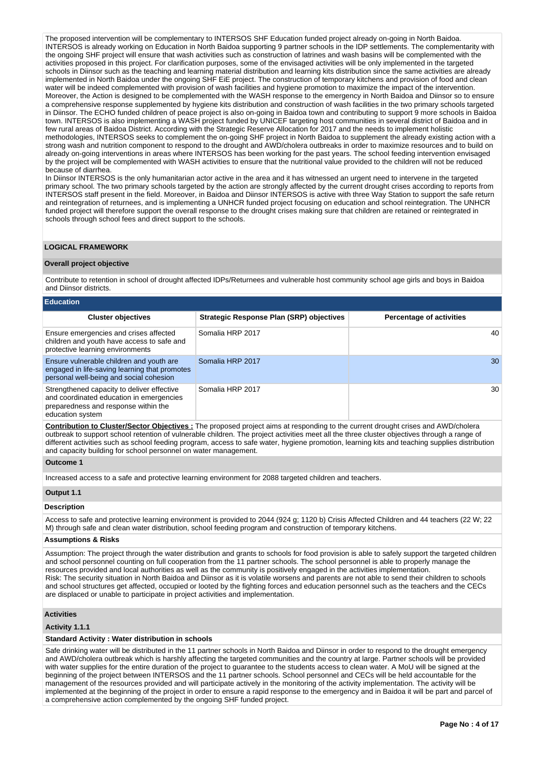The proposed intervention will be complementary to INTERSOS SHF Education funded project already on-going in North Baidoa. INTERSOS is already working on Education in North Baidoa supporting 9 partner schools in the IDP settlements. The complementarity with the ongoing SHF project will ensure that wash activities such as construction of latrines and wash basins will be complemented with the activities proposed in this project. For clarification purposes, some of the envisaged activities will be only implemented in the targeted schools in Diinsor such as the teaching and learning material distribution and learning kits distribution since the same activities are already implemented in North Baidoa under the ongoing SHF EiE project. The construction of temporary kitchens and provision of food and clean water will be indeed complemented with provision of wash facilities and hygiene promotion to maximize the impact of the intervention. Moreover, the Action is designed to be complemented with the WASH response to the emergency in North Baidoa and Diinsor so to ensure a comprehensive response supplemented by hygiene kits distribution and construction of wash facilities in the two primary schools targeted in Diinsor. The ECHO funded children of peace project is also on-going in Baidoa town and contributing to support 9 more schools in Baidoa town. INTERSOS is also implementing a WASH project funded by UNICEF targeting host communities in several district of Baidoa and in few rural areas of Baidoa District. According with the Strategic Reserve Allocation for 2017 and the needs to implement holistic methodologies, INTERSOS seeks to complement the on-going SHF project in North Baidoa to supplement the already existing action with a strong wash and nutrition component to respond to the drought and AWD/cholera outbreaks in order to maximize resources and to build on already on-going interventions in areas where INTERSOS has been working for the past years. The school feeding intervention envisaged by the project will be complemented with WASH activities to ensure that the nutritional value provided to the children will not be reduced because of diarrhea.
In Diinsor INTERSOS is the only humanitarian actor active in the area and it has witnessed an urgent need to intervene in the targeted primary school. The two primary schools targeted by the action are strongly affected by the current drought crises according to reports from INTERSOS staff present in the field. Moreover, in Baidoa and Diinsor INTERSOS is active with three Way Station to support the safe return and reintegration of returnees, and is implementing a UNHCR funded project focusing on education and school reintegration. The UNHCR funded project will therefore support the overall response to the drought crises making sure that children are retained or reintegrated in schools through school fees and direct support to the schools.

## LOGICAL FRAMEWORK

### Overall project objective

Contribute to retention in school of drought affected IDPs/Returnees and vulnerable host community school age girls and boys in Baidoa and Diinsor districts.

### Education

| Cluster objectives | Strategic Response Plan (SRP) objectives | Percentage of activities |
|---|---|---|
| Ensure emergencies and crises affected children and youth have access to safe and protective learning environments | Somalia HRP 2017 | 40 |
| Ensure vulnerable children and youth are engaged in life-saving learning that promotes personal well-being and social cohesion | Somalia HRP 2017 | 30 |
| Strengthened capacity to deliver effective and coordinated education in emergencies preparedness and response within the education system | Somalia HRP 2017 | 30 |

**Contribution to Cluster/Sector Objectives :** The proposed project aims at responding to the current drought crises and AWD/cholera outbreak to support school retention of vulnerable children. The project activities meet all the three cluster objectives through a range of different activities such as school feeding program, access to safe water, hygiene promotion, learning kits and teaching supplies distribution and capacity building for school personnel on water management.

### Outcome 1

Increased access to a safe and protective learning environment for 2088 targeted children and teachers.

### Output 1.1

**Description**

Access to safe and protective learning environment is provided to 2044 (924 g; 1120 b) Crisis Affected Children and 44 teachers (22 W; 22 M) through safe and clean water distribution, school feeding program and construction of temporary kitchens.

**Assumptions & Risks**

Assumption: The project through the water distribution and grants to schools for food provision is able to safely support the targeted children and school personnel counting on full cooperation from the 11 partner schools. The school personnel is able to properly manage the resources provided and local authorities as well as the community is positively engaged in the activities implementation.
Risk: The security situation in North Baidoa and Diinsor as it is volatile worsens and parents are not able to send their children to schools and school structures get affected, occupied or looted by the fighting forces and education personnel such as the teachers and the CECs are displaced or unable to participate in project activities and implementation.

### Activities

**Activity 1.1.1**

**Standard Activity : Water distribution in schools**

Safe drinking water will be distributed in the 11 partner schools in North Baidoa and Diinsor in order to respond to the drought emergency and AWD/cholera outbreak which is harshly affecting the targeted communities and the country at large. Partner schools will be provided with water supplies for the entire duration of the project to guarantee to the students access to clean water. A MoU will be signed at the beginning of the project between INTERSOS and the 11 partner schools. School personnel and CECs will be held accountable for the management of the resources provided and will participate actively in the monitoring of the activity implementation. The activity will be implemented at the beginning of the project in order to ensure a rapid response to the emergency and in Baidoa it will be part and parcel of a comprehensive action complemented by the ongoing SHF funded project.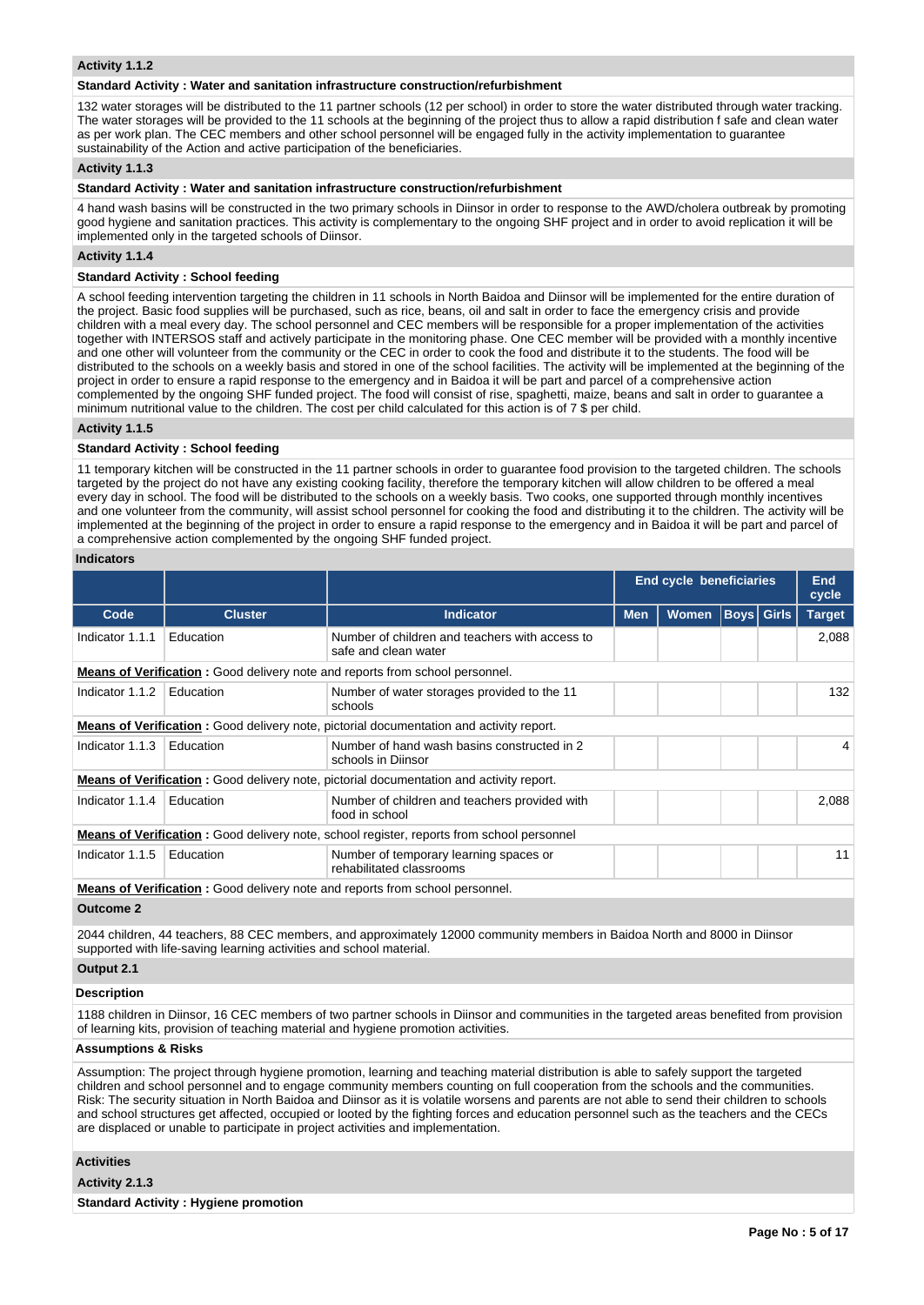**Activity 1.1.2**

**Standard Activity : Water and sanitation infrastructure construction/refurbishment**

132 water storages will be distributed to the 11 partner schools (12 per school) in order to store the water distributed through water tracking. The water storages will be provided to the 11 schools at the beginning of the project thus to allow a rapid distribution f safe and clean water as per work plan. The CEC members and other school personnel will be engaged fully in the activity implementation to guarantee sustainability of the Action and active participation of the beneficiaries.

**Activity 1.1.3**

**Standard Activity : Water and sanitation infrastructure construction/refurbishment**

4 hand wash basins will be constructed in the two primary schools in Diinsor in order to response to the AWD/cholera outbreak by promoting good hygiene and sanitation practices. This activity is complementary to the ongoing SHF project and in order to avoid replication it will be implemented only in the targeted schools of Diinsor.

**Activity 1.1.4**

**Standard Activity : School feeding**

A school feeding intervention targeting the children in 11 schools in North Baidoa and Diinsor will be implemented for the entire duration of the project. Basic food supplies will be purchased, such as rice, beans, oil and salt in order to face the emergency crisis and provide children with a meal every day. The school personnel and CEC members will be responsible for a proper implementation of the activities together with INTERSOS staff and actively participate in the monitoring phase. One CEC member will be provided with a monthly incentive and one other will volunteer from the community or the CEC in order to cook the food and distribute it to the students. The food will be distributed to the schools on a weekly basis and stored in one of the school facilities. The activity will be implemented at the beginning of the project in order to ensure a rapid response to the emergency and in Baidoa it will be part and parcel of a comprehensive action complemented by the ongoing SHF funded project. The food will consist of rise, spaghetti, maize, beans and salt in order to guarantee a minimum nutritional value to the children. The cost per child calculated for this action is of 7 $ per child.

**Activity 1.1.5**

**Standard Activity : School feeding**

11 temporary kitchen will be constructed in the 11 partner schools in order to guarantee food provision to the targeted children. The schools targeted by the project do not have any existing cooking facility, therefore the temporary kitchen will allow children to be offered a meal every day in school. The food will be distributed to the schools on a weekly basis. Two cooks, one supported through monthly incentives and one volunteer from the community, will assist school personnel for cooking the food and distributing it to the children. The activity will be implemented at the beginning of the project in order to ensure a rapid response to the emergency and in Baidoa it will be part and parcel of a comprehensive action complemented by the ongoing SHF funded project.

**Indicators**

| | | | End cycle beneficiaries | | | | End cycle |
|---|---|---|---|---|---|---|---|
| **Code** | **Cluster** | **Indicator** | **Men** | **Women** | **Boys** | **Girls** | **Target** |
| Indicator 1.1.1 | Education | Number of children and teachers with access to safe and clean water | | | | | 2,088 |
| **Means of Verification :** Good delivery note and reports from school personnel. | | | | | | | |
| Indicator 1.1.2 | Education | Number of water storages provided to the 11 schools | | | | | 132 |
| **Means of Verification :** Good delivery note, pictorial documentation and activity report. | | | | | | | |
| Indicator 1.1.3 | Education | Number of hand wash basins constructed in 2 schools in Diinsor | | | | | 4 |
| **Means of Verification :** Good delivery note, pictorial documentation and activity report. | | | | | | | |
| Indicator 1.1.4 | Education | Number of children and teachers provided with food in school | | | | | 2,088 |
| **Means of Verification :** Good delivery note, school register, reports from school personnel | | | | | | | |
| Indicator 1.1.5 | Education | Number of temporary learning spaces or rehabilitated classrooms | | | | | 11 |
| **Means of Verification :** Good delivery note and reports from school personnel. | | | | | | | |

**Outcome 2**

2044 children, 44 teachers, 88 CEC members, and approximately 12000 community members in Baidoa North and 8000 in Diinsor supported with life-saving learning activities and school material.

**Output 2.1**

**Description**

1188 children in Diinsor, 16 CEC members of two partner schools in Diinsor and communities in the targeted areas benefited from provision of learning kits, provision of teaching material and hygiene promotion activities.

**Assumptions & Risks**

Assumption: The project through hygiene promotion, learning and teaching material distribution is able to safely support the targeted children and school personnel and to engage community members counting on full cooperation from the schools and the communities.
Risk: The security situation in North Baidoa and Diinsor as it is volatile worsens and parents are not able to send their children to schools and school structures get affected, occupied or looted by the fighting forces and education personnel such as the teachers and the CECs are displaced or unable to participate in project activities and implementation.

**Activities**

**Activity 2.1.3**

**Standard Activity : Hygiene promotion**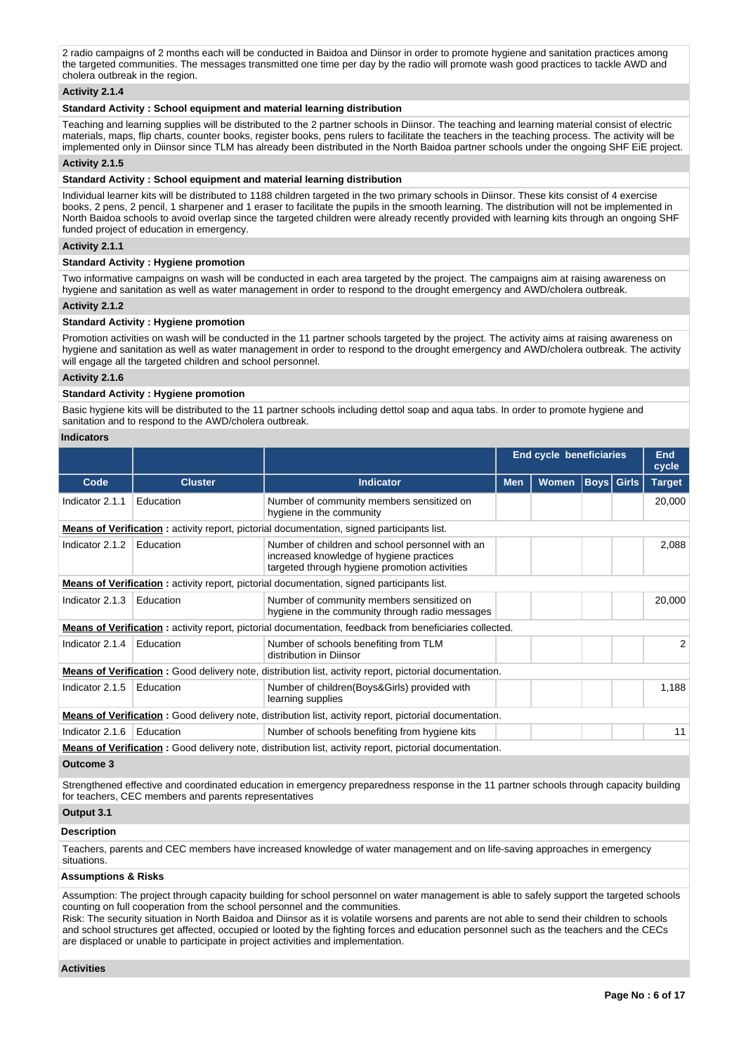2 radio campaigns of 2 months each will be conducted in Baidoa and Diinsor in order to promote hygiene and sanitation practices among the targeted communities. The messages transmitted one time per day by the radio will promote wash good practices to tackle AWD and cholera outbreak in the region.

**Activity 2.1.4**

**Standard Activity : School equipment and material learning distribution**

Teaching and learning supplies will be distributed to the 2 partner schools in Diinsor. The teaching and learning material consist of electric materials, maps, flip charts, counter books, register books, pens rulers to facilitate the teachers in the teaching process. The activity will be implemented only in Diinsor since TLM has already been distributed in the North Baidoa partner schools under the ongoing SHF EiE project.

**Activity 2.1.5**

**Standard Activity : School equipment and material learning distribution**

Individual learner kits will be distributed to 1188 children targeted in the two primary schools in Diinsor. These kits consist of 4 exercise books, 2 pens, 2 pencil, 1 sharpener and 1 eraser to facilitate the pupils in the smooth learning. The distribution will not be implemented in North Baidoa schools to avoid overlap since the targeted children were already recently provided with learning kits through an ongoing SHF funded project of education in emergency.

**Activity 2.1.1**

**Standard Activity : Hygiene promotion**

Two informative campaigns on wash will be conducted in each area targeted by the project. The campaigns aim at raising awareness on hygiene and sanitation as well as water management in order to respond to the drought emergency and AWD/cholera outbreak.

**Activity 2.1.2**

**Standard Activity : Hygiene promotion**

Promotion activities on wash will be conducted in the 11 partner schools targeted by the project. The activity aims at raising awareness on hygiene and sanitation as well as water management in order to respond to the drought emergency and AWD/cholera outbreak. The activity will engage all the targeted children and school personnel.

**Activity 2.1.6**

**Standard Activity : Hygiene promotion**

Basic hygiene kits will be distributed to the 11 partner schools including dettol soap and aqua tabs. In order to promote hygiene and sanitation and to respond to the AWD/cholera outbreak.

**Indicators**

| | | | End cycle beneficiaries | | | | End cycle |
|---|---|---|---|---|---|---|---|
| **Code** | **Cluster** | **Indicator** | **Men** | **Women** | **Boys** | **Girls** | **Target** |
| Indicator 2.1.1 | Education | Number of community members sensitized on hygiene in the community | | | | | 20,000 |
| **Means of Verification** : activity report, pictorial documentation, signed participants list. | | | | | | | |
| Indicator 2.1.2 | Education | Number of children and school personnel with an increased knowledge of hygiene practices targeted through hygiene promotion activities | | | | | 2,088 |
| **Means of Verification** : activity report, pictorial documentation, signed participants list. | | | | | | | |
| Indicator 2.1.3 | Education | Number of community members sensitized on hygiene in the community through radio messages | | | | | 20,000 |
| **Means of Verification** : activity report, pictorial documentation, feedback from beneficiaries collected. | | | | | | | |
| Indicator 2.1.4 | Education | Number of schools benefiting from TLM distribution in Diinsor | | | | | 2 |
| **Means of Verification** : Good delivery note, distribution list, activity report, pictorial documentation. | | | | | | | |
| Indicator 2.1.5 | Education | Number of children(Boys&Girls) provided with learning supplies | | | | | 1,188 |
| **Means of Verification** : Good delivery note, distribution list, activity report, pictorial documentation. | | | | | | | |
| Indicator 2.1.6 | Education | Number of schools benefiting from hygiene kits | | | | | 11 |
| **Means of Verification** : Good delivery note, distribution list, activity report, pictorial documentation. | | | | | | | |

**Outcome 3**

Strengthened effective and coordinated education in emergency preparedness response in the 11 partner schools through capacity building for teachers, CEC members and parents representatives

**Output 3.1**

**Description**

Teachers, parents and CEC members have increased knowledge of water management and on life-saving approaches in emergency situations.

**Assumptions & Risks**

Assumption: The project through capacity building for school personnel on water management is able to safely support the targeted schools counting on full cooperation from the school personnel and the communities.
Risk: The security situation in North Baidoa and Diinsor as it is volatile worsens and parents are not able to send their children to schools and school structures get affected, occupied or looted by the fighting forces and education personnel such as the teachers and the CECs are displaced or unable to participate in project activities and implementation.

**Activities**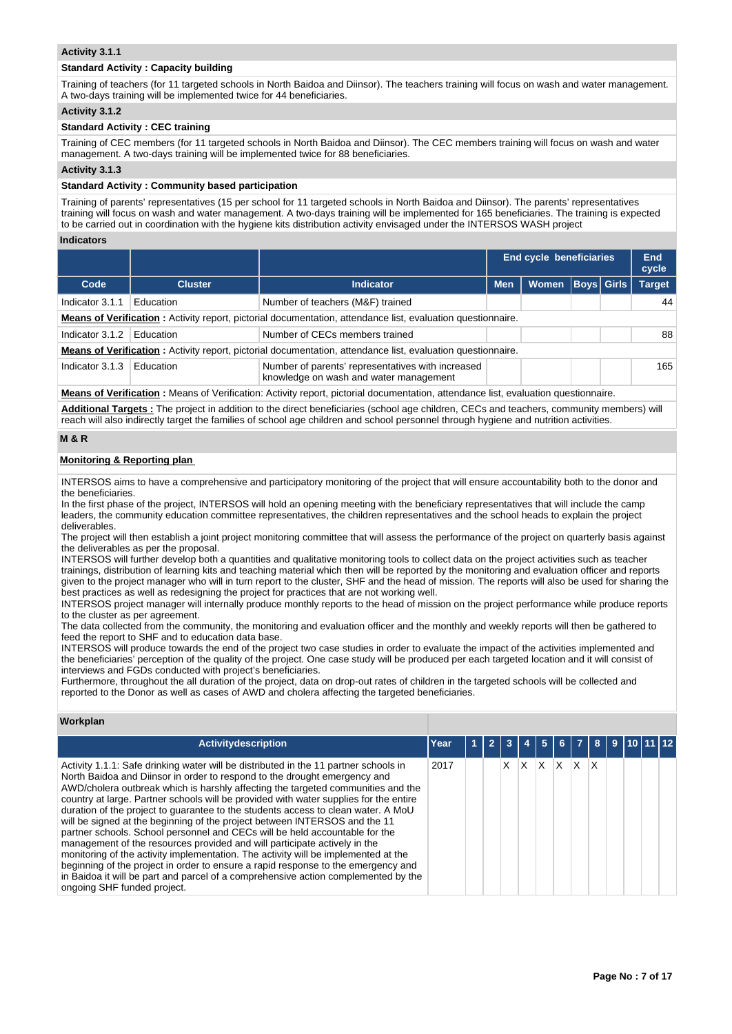**Activity 3.1.1**

**Standard Activity : Capacity building**

Training of teachers (for 11 targeted schools in North Baidoa and Diinsor). The teachers training will focus on wash and water management. A two-days training will be implemented twice for 44 beneficiaries.

**Activity 3.1.2**

**Standard Activity : CEC training**

Training of CEC members (for 11 targeted schools in North Baidoa and Diinsor). The CEC members training will focus on wash and water management. A two-days training will be implemented twice for 88 beneficiaries.

**Activity 3.1.3**

**Standard Activity : Community based participation**

Training of parents' representatives (15 per school for 11 targeted schools in North Baidoa and Diinsor). The parents' representatives training will focus on wash and water management. A two-days training will be implemented for 165 beneficiaries. The training is expected to be carried out in coordination with the hygiene kits distribution activity envisaged under the INTERSOS WASH project

**Indicators**

| | | | End cycle beneficiaries | | | | End cycle |
|---|---|---|---|---|---|---|---|
| Code | Cluster | Indicator | Men | Women | Boys | Girls | Target |
| Indicator 3.1.1 | Education | Number of teachers (M&F) trained | | | | | 44 |

**Means of Verification** : Activity report, pictorial documentation, attendance list, evaluation questionnaire.

| Code | Cluster | Indicator | Men | Women | Boys | Girls | Target |
|---|---|---|---|---|---|---|---|
| Indicator 3.1.2 | Education | Number of CECs members trained | | | | | 88 |

**Means of Verification** : Activity report, pictorial documentation, attendance list, evaluation questionnaire.

| Code | Cluster | Indicator | Men | Women | Boys | Girls | Target |
|---|---|---|---|---|---|---|---|
| Indicator 3.1.3 | Education | Number of parents' representatives with increased knowledge on wash and water management | | | | | 165 |

**Means of Verification** : Means of Verification: Activity report, pictorial documentation, attendance list, evaluation questionnaire.

**Additional Targets** : The project in addition to the direct beneficiaries (school age children, CECs and teachers, community members) will reach will also indirectly target the families of school age children and school personnel through hygiene and nutrition activities.

**M & R**

**Monitoring & Reporting plan**

INTERSOS aims to have a comprehensive and participatory monitoring of the project that will ensure accountability both to the donor and the beneficiaries.
In the first phase of the project, INTERSOS will hold an opening meeting with the beneficiary representatives that will include the camp leaders, the community education committee representatives, the children representatives and the school heads to explain the project deliverables.
The project will then establish a joint project monitoring committee that will assess the performance of the project on quarterly basis against the deliverables as per the proposal.
INTERSOS will further develop both a quantities and qualitative monitoring tools to collect data on the project activities such as teacher trainings, distribution of learning kits and teaching material which then will be reported by the monitoring and evaluation officer and reports given to the project manager who will in turn report to the cluster, SHF and the head of mission. The reports will also be used for sharing the best practices as well as redesigning the project for practices that are not working well.
INTERSOS project manager will internally produce monthly reports to the head of mission on the project performance while produce reports to the cluster as per agreement.
The data collected from the community, the monitoring and evaluation officer and the monthly and weekly reports will then be gathered to feed the report to SHF and to education data base.
INTERSOS will produce towards the end of the project two case studies in order to evaluate the impact of the activities implemented and the beneficiaries' perception of the quality of the project. One case study will be produced per each targeted location and it will consist of interviews and FGDs conducted with project's beneficiaries.
Furthermore, throughout the all duration of the project, data on drop-out rates of children in the targeted schools will be collected and reported to the Donor as well as cases of AWD and cholera affecting the targeted beneficiaries.

**Workplan**

| Activitydescription | Year | 1 | 2 | 3 | 4 | 5 | 6 | 7 | 8 | 9 | 10 | 11 | 12 |
|---|---|---|---|---|---|---|---|---|---|---|---|---|---|
| Activity 1.1.1: Safe drinking water will be distributed in the 11 partner schools in North Baidoa and Diinsor in order to respond to the drought emergency and AWD/cholera outbreak which is harshly affecting the targeted communities and the country at large. Partner schools will be provided with water supplies for the entire duration of the project to guarantee to the students access to clean water. A MoU will be signed at the beginning of the project between INTERSOS and the 11 partner schools. School personnel and CECs will be held accountable for the management of the resources provided and will participate actively in the monitoring of the activity implementation. The activity will be implemented at the beginning of the project in order to ensure a rapid response to the emergency and in Baidoa it will be part and parcel of a comprehensive action complemented by the ongoing SHF funded project. | 2017 | | | X | X | X | X | X | X | | | | |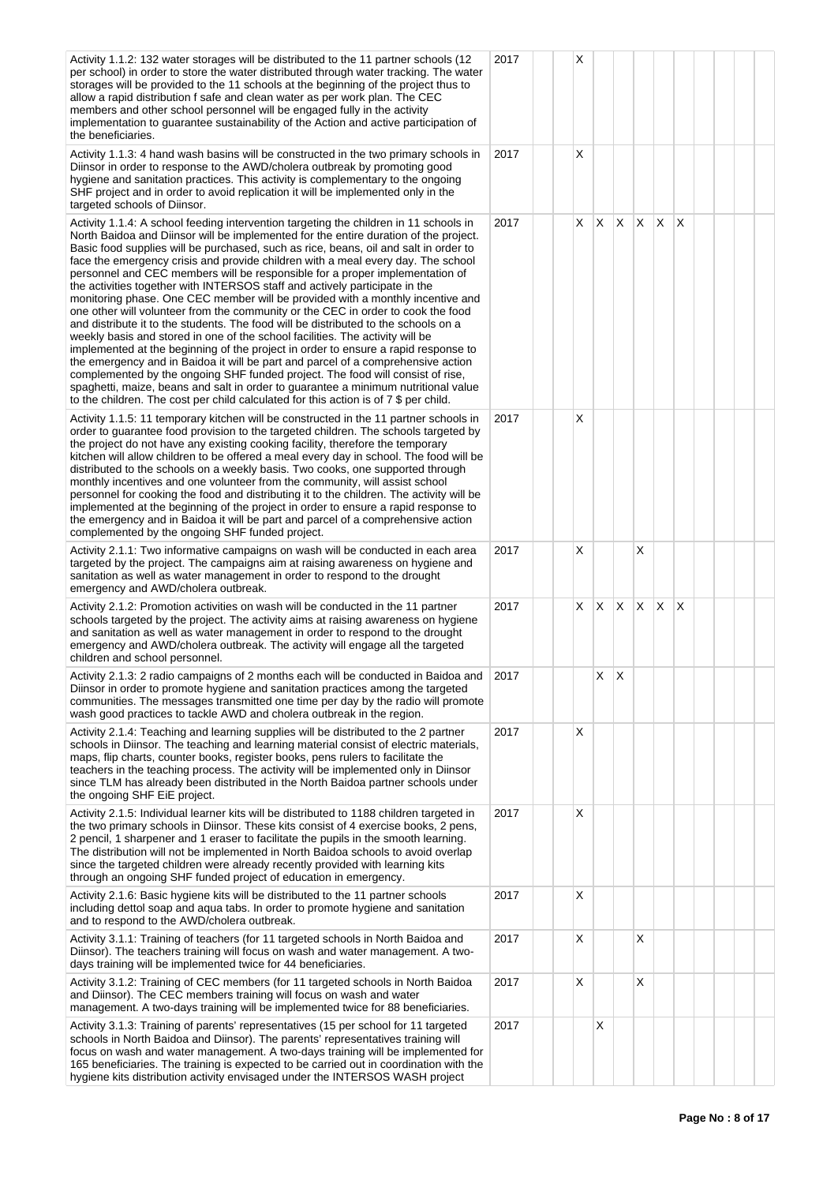| | | | | | | | | | | | | | |
|---|---|---|---|---|---|---|---|---|---|---|---|---|---|
| Activity 1.1.2: 132 water storages will be distributed to the 11 partner schools (12 per school) in order to store the water distributed through water tracking. The water storages will be provided to the 11 schools at the beginning of the project thus to allow a rapid distribution f safe and clean water as per work plan. The CEC members and other school personnel will be engaged fully in the activity implementation to guarantee sustainability of the Action and active participation of the beneficiaries. | 2017 | | | X | | | | | | | | | |
| Activity 1.1.3: 4 hand wash basins will be constructed in the two primary schools in Diinsor in order to response to the AWD/cholera outbreak by promoting good hygiene and sanitation practices. This activity is complementary to the ongoing SHF project and in order to avoid replication it will be implemented only in the targeted schools of Diinsor. | 2017 | | | X | | | | | | | | | |
| Activity 1.1.4: A school feeding intervention targeting the children in 11 schools in North Baidoa and Diinsor will be implemented for the entire duration of the project. Basic food supplies will be purchased, such as rice, beans, oil and salt in order to face the emergency crisis and provide children with a meal every day. The school personnel and CEC members will be responsible for a proper implementation of the activities together with INTERSOS staff and actively participate in the monitoring phase. One CEC member will be provided with a monthly incentive and one other will volunteer from the community or the CEC in order to cook the food and distribute it to the students. The food will be distributed to the schools on a weekly basis and stored in one of the school facilities. The activity will be implemented at the beginning of the project in order to ensure a rapid response to the emergency and in Baidoa it will be part and parcel of a comprehensive action complemented by the ongoing SHF funded project. The food will consist of rise, spaghetti, maize, beans and salt in order to guarantee a minimum nutritional value to the children. The cost per child calculated for this action is of 7 $ per child. | 2017 | | | X | X | X | X | X | X | | | | |
| Activity 1.1.5: 11 temporary kitchen will be constructed in the 11 partner schools in order to guarantee food provision to the targeted children. The schools targeted by the project do not have any existing cooking facility, therefore the temporary kitchen will allow children to be offered a meal every day in school. The food will be distributed to the schools on a weekly basis. Two cooks, one supported through monthly incentives and one volunteer from the community, will assist school personnel for cooking the food and distributing it to the children. The activity will be implemented at the beginning of the project in order to ensure a rapid response to the emergency and in Baidoa it will be part and parcel of a comprehensive action complemented by the ongoing SHF funded project. | 2017 | | | X | | | | | | | | | |
| Activity 2.1.1: Two informative campaigns on wash will be conducted in each area targeted by the project. The campaigns aim at raising awareness on hygiene and sanitation as well as water management in order to respond to the drought emergency and AWD/cholera outbreak. | 2017 | | | X | | | X | | | | | | |
| Activity 2.1.2: Promotion activities on wash will be conducted in the 11 partner schools targeted by the project. The activity aims at raising awareness on hygiene and sanitation as well as water management in order to respond to the drought emergency and AWD/cholera outbreak. The activity will engage all the targeted children and school personnel. | 2017 | | | X | X | X | X | X | X | | | | |
| Activity 2.1.3: 2 radio campaigns of 2 months each will be conducted in Baidoa and Diinsor in order to promote hygiene and sanitation practices among the targeted communities. The messages transmitted one time per day by the radio will promote wash good practices to tackle AWD and cholera outbreak in the region. | 2017 | | | | X | X | | | | | | | |
| Activity 2.1.4: Teaching and learning supplies will be distributed to the 2 partner schools in Diinsor. The teaching and learning material consist of electric materials, maps, flip charts, counter books, register books, pens rulers to facilitate the teachers in the teaching process. The activity will be implemented only in Diinsor since TLM has already been distributed in the North Baidoa partner schools under the ongoing SHF EiE project. | 2017 | | | X | | | | | | | | | |
| Activity 2.1.5: Individual learner kits will be distributed to 1188 children targeted in the two primary schools in Diinsor. These kits consist of 4 exercise books, 2 pens, 2 pencil, 1 sharpener and 1 eraser to facilitate the pupils in the smooth learning. The distribution will not be implemented in North Baidoa schools to avoid overlap since the targeted children were already recently provided with learning kits through an ongoing SHF funded project of education in emergency. | 2017 | | | X | | | | | | | | | |
| Activity 2.1.6: Basic hygiene kits will be distributed to the 11 partner schools including dettol soap and aqua tabs. In order to promote hygiene and sanitation and to respond to the AWD/cholera outbreak. | 2017 | | | X | | | | | | | | | |
| Activity 3.1.1: Training of teachers (for 11 targeted schools in North Baidoa and Diinsor). The teachers training will focus on wash and water management. A two-days training will be implemented twice for 44 beneficiaries. | 2017 | | | X | | | X | | | | | | |
| Activity 3.1.2: Training of CEC members (for 11 targeted schools in North Baidoa and Diinsor). The CEC members training will focus on wash and water management. A two-days training will be implemented twice for 88 beneficiaries. | 2017 | | | X | | | X | | | | | | |
| Activity 3.1.3: Training of parents' representatives (15 per school for 11 targeted schools in North Baidoa and Diinsor). The parents' representatives training will focus on wash and water management. A two-days training will be implemented for 165 beneficiaries. The training is expected to be carried out in coordination with the hygiene kits distribution activity envisaged under the INTERSOS WASH project | 2017 | | | | X | | | | | | | | |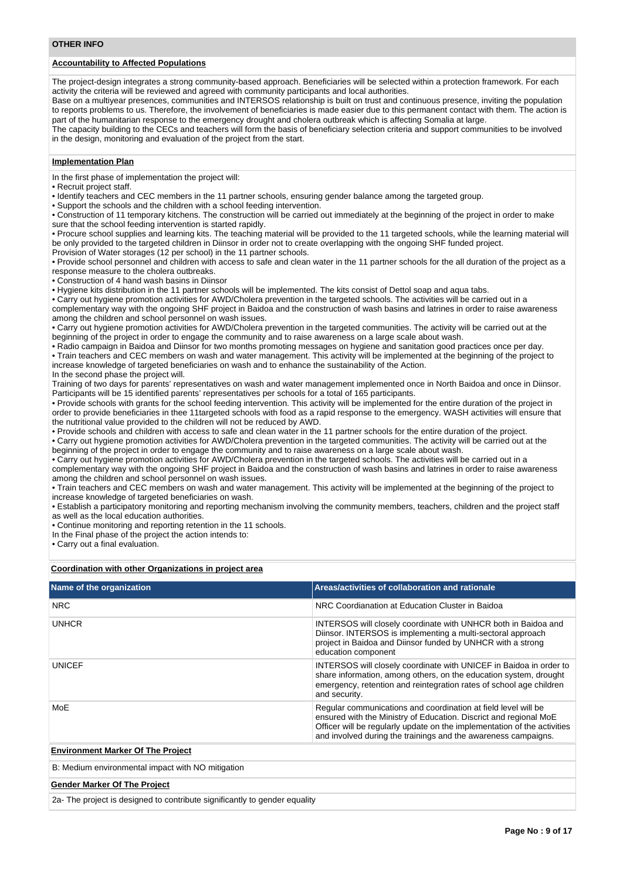## OTHER INFO

### Accountability to Affected Populations

The project-design integrates a strong community-based approach. Beneficiaries will be selected within a protection framework. For each activity the criteria will be reviewed and agreed with community participants and local authorities.
Base on a multiyear presences, communities and INTERSOS relationship is built on trust and continuous presence, inviting the population to reports problems to us. Therefore, the involvement of beneficiaries is made easier due to this permanent contact with them. The action is part of the humanitarian response to the emergency drought and cholera outbreak which is affecting Somalia at large.
The capacity building to the CECs and teachers will form the basis of beneficiary selection criteria and support communities to be involved in the design, monitoring and evaluation of the project from the start.

### Implementation Plan

In the first phase of implementation the project will:
• Recruit project staff.
• Identify teachers and CEC members in the 11 partner schools, ensuring gender balance among the targeted group.
• Support the schools and the children with a school feeding intervention.
• Construction of 11 temporary kitchens. The construction will be carried out immediately at the beginning of the project in order to make sure that the school feeding intervention is started rapidly.
• Procure school supplies and learning kits. The teaching material will be provided to the 11 targeted schools, while the learning material will be only provided to the targeted children in Diinsor in order not to create overlapping with the ongoing SHF funded project.
Provision of Water storages (12 per school) in the 11 partner schools.
• Provide school personnel and children with access to safe and clean water in the 11 partner schools for the all duration of the project as a response measure to the cholera outbreaks.
• Construction of 4 hand wash basins in Diinsor
• Hygiene kits distribution in the 11 partner schools will be implemented. The kits consist of Dettol soap and aqua tabs.
• Carry out hygiene promotion activities for AWD/Cholera prevention in the targeted schools. The activities will be carried out in a complementary way with the ongoing SHF project in Baidoa and the construction of wash basins and latrines in order to raise awareness among the children and school personnel on wash issues.
• Carry out hygiene promotion activities for AWD/Cholera prevention in the targeted communities. The activity will be carried out at the beginning of the project in order to engage the community and to raise awareness on a large scale about wash.
• Radio campaign in Baidoa and Diinsor for two months promoting messages on hygiene and sanitation good practices once per day.
• Train teachers and CEC members on wash and water management. This activity will be implemented at the beginning of the project to increase knowledge of targeted beneficiaries on wash and to enhance the sustainability of the Action.
In the second phase the project will.
Training of two days for parents' representatives on wash and water management implemented once in North Baidoa and once in Diinsor. Participants will be 15 identified parents' representatives per schools for a total of 165 participants.
• Provide schools with grants for the school feeding intervention. This activity will be implemented for the entire duration of the project in order to provide beneficiaries in thee 11targeted schools with food as a rapid response to the emergency. WASH activities will ensure that the nutritional value provided to the children will not be reduced by AWD.
• Provide schools and children with access to safe and clean water in the 11 partner schools for the entire duration of the project.
• Carry out hygiene promotion activities for AWD/Cholera prevention in the targeted communities. The activity will be carried out at the beginning of the project in order to engage the community and to raise awareness on a large scale about wash.
• Carry out hygiene promotion activities for AWD/Cholera prevention in the targeted schools. The activities will be carried out in a complementary way with the ongoing SHF project in Baidoa and the construction of wash basins and latrines in order to raise awareness among the children and school personnel on wash issues.
• Train teachers and CEC members on wash and water management. This activity will be implemented at the beginning of the project to increase knowledge of targeted beneficiaries on wash.
• Establish a participatory monitoring and reporting mechanism involving the community members, teachers, children and the project staff as well as the local education authorities.
• Continue monitoring and reporting retention in the 11 schools.
In the Final phase of the project the action intends to:
• Carry out a final evaluation.

### Coordination with other Organizations in project area

| Name of the organization | Areas/activities of collaboration and rationale |
|---|---|
| NRC | NRC Coordianation at Education Cluster in Baidoa |
| UNHCR | INTERSOS will closely coordinate with UNHCR both in Baidoa and Diinsor. INTERSOS is implementing a multi-sectoral approach project in Baidoa and Diinsor funded by UNHCR with a strong education component |
| UNICEF | INTERSOS will closely coordinate with UNICEF in Baidoa in order to share information, among others, on the education system, drought emergency, retention and reintegration rates of school age children and security. |
| MoE | Regular communications and coordination at field level will be ensured with the Ministry of Education. Discrict and regional MoE Officer will be regularly update on the implementation of the activities and involved during the trainings and the awareness campaigns. |

### Environment Marker Of The Project

B: Medium environmental impact with NO mitigation

### Gender Marker Of The Project

2a- The project is designed to contribute significantly to gender equality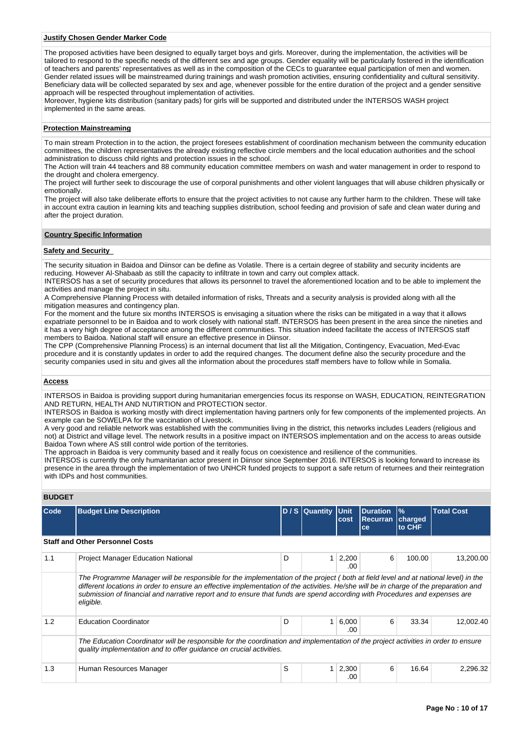**Justify Chosen Gender Marker Code**

The proposed activities have been designed to equally target boys and girls. Moreover, during the implementation, the activities will be tailored to respond to the specific needs of the different sex and age groups. Gender equality will be particularly fostered in the identification of teachers and parents' representatives as well as in the composition of the CECs to guarantee equal participation of men and women. Gender related issues will be mainstreamed during trainings and wash promotion activities, ensuring confidentiality and cultural sensitivity. Beneficiary data will be collected separated by sex and age, whenever possible for the entire duration of the project and a gender sensitive approach will be respected throughout implementation of activities.
Moreover, hygiene kits distribution (sanitary pads) for girls will be supported and distributed under the INTERSOS WASH project implemented in the same areas.

**Protection Mainstreaming**

To main stream Protection in to the action, the project foresees establishment of coordination mechanism between the community education committees, the children representatives the already existing reflective circle members and the local education authorities and the school administration to discuss child rights and protection issues in the school.
The Action will train 44 teachers and 88 community education committee members on wash and water management in order to respond to the drought and cholera emergency.
The project will further seek to discourage the use of corporal punishments and other violent languages that will abuse children physically or emotionally.
The project will also take deliberate efforts to ensure that the project activities to not cause any further harm to the children. These will take in account extra caution in learning kits and teaching supplies distribution, school feeding and provision of safe and clean water during and after the project duration.

**Country Specific Information**

**Safety and Security**

The security situation in Baidoa and Diinsor can be define as Volatile. There is a certain degree of stability and security incidents are reducing. However Al-Shabaab as still the capacity to infiltrate in town and carry out complex attack.
INTERSOS has a set of security procedures that allows its personnel to travel the aforementioned location and to be able to implement the activities and manage the project in situ.
A Comprehensive Planning Process with detailed information of risks, Threats and a security analysis is provided along with all the mitigation measures and contingency plan.
For the moment and the future six months INTERSOS is envisaging a situation where the risks can be mitigated in a way that it allows expatriate personnel to be in Baidoa and to work closely with national staff. INTERSOS has been present in the area since the nineties and it has a very high degree of acceptance among the different communities. This situation indeed facilitate the access of INTERSOS staff members to Baidoa. National staff will ensure an effective presence in Diinsor.
The CPP (Comprehensive Planning Process) is an internal document that list all the Mitigation, Contingency, Evacuation, Med-Evac procedure and it is constantly updates in order to add the required changes. The document define also the security procedure and the security companies used in situ and gives all the information about the procedures staff members have to follow while in Somalia.

**Access**

INTERSOS in Baidoa is providing support during humanitarian emergencies focus its response on WASH, EDUCATION, REINTEGRATION AND RETURN, HEALTH AND NUTIRTION and PROTECTION sector.
INTERSOS in Baidoa is working mostly with direct implementation having partners only for few components of the implemented projects. An example can be SOWELPA for the vaccination of Livestock.
A very good and reliable network was established with the communities living in the district, this networks includes Leaders (religious and not) at District and village level. The network results in a positive impact on INTERSOS implementation and on the access to areas outside Baidoa Town where AS still control wide portion of the territories.
The approach in Baidoa is very community based and it really focus on coexistence and resilience of the communities.
INTERSOS is currently the only humanitarian actor present in Diinsor since September 2016. INTERSOS is looking forward to increase its presence in the area through the implementation of two UNHCR funded projects to support a safe return of returnees and their reintegration with IDPs and host communities.

**BUDGET**

| Code | Budget Line Description | D / S | Quantity | Unit cost | Duration Recurrance | % charged to CHF | Total Cost |
|---|---|---|---|---|---|---|---|
| **Staff and Other Personnel Costs** | | | | | | | |
| 1.1 | Project Manager Education National | D | 1 | 2,200.00 | 6 | 100.00 | 13,200.00 |
| | *The Programme Manager will be responsible for the implementation of the project ( both at field level and at national level) in the different locations in order to ensure an effective implementation of the activities. He/she will be in charge of the preparation and submission of financial and narrative report and to ensure that funds are spend according with Procedures and expenses are eligible.* | | | | | | |
| 1.2 | Education Coordinator | D | 1 | 6,000.00 | 6 | 33.34 | 12,002.40 |
| | *The Education Coordinator will be responsible for the coordination and implementation of the project activities in order to ensure quality implementation and to offer guidance on crucial activities.* | | | | | | |
| 1.3 | Human Resources Manager | S | 1 | 2,300.00 | 6 | 16.64 | 2,296.32 |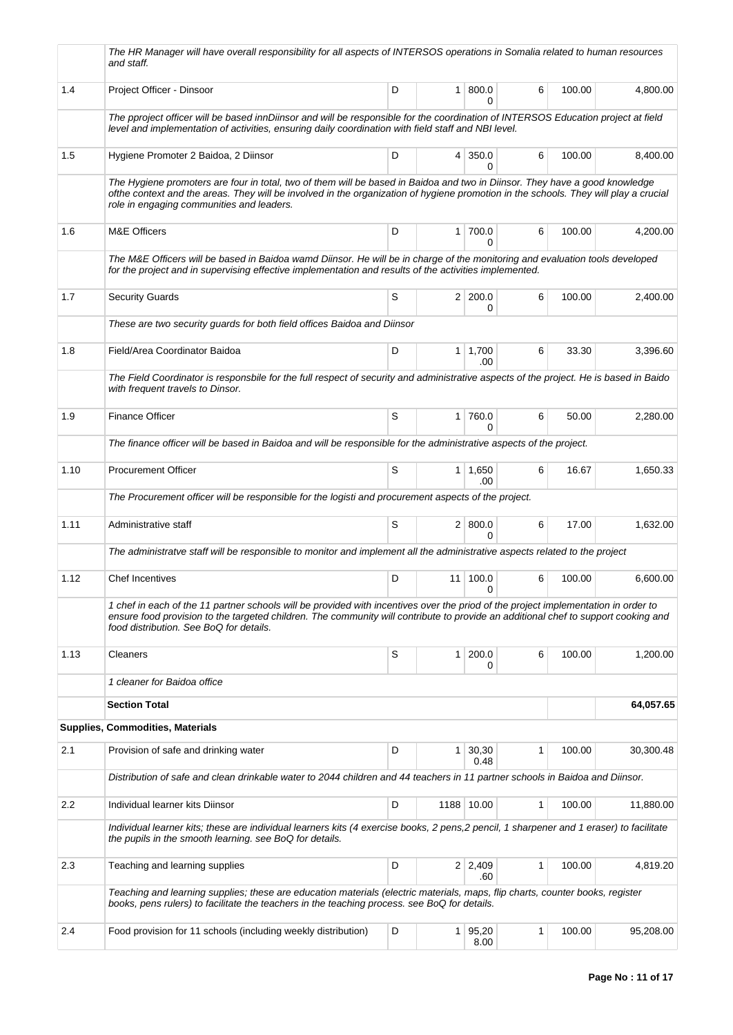| | | | | | | | |
|---|---|---|---|---|---|---|---|
| | *The HR Manager will have overall responsibility for all aspects of INTERSOS operations in Somalia related to human resources and staff.* | | | | | | |
| 1.4 | Project Officer - Dinsoor | D | 1 | 800.00 | 6 | 100.00 | 4,800.00 |
| | *The pproject officer will be based innDiinsor and will be responsible for the coordination of INTERSOS Education project at field level and implementation of activities, ensuring daily coordination with field staff and NBI level.* | | | | | | |
| 1.5 | Hygiene Promoter 2 Baidoa, 2 Diinsor | D | 4 | 350.00 | 6 | 100.00 | 8,400.00 |
| | *The Hygiene promoters are four in total, two of them will be based in Baidoa and two in Diinsor. They have a good knowledge ofthe context and the areas. They will be involved in the organization of hygiene promotion in the schools. They will play a crucial role in engaging communities and leaders.* | | | | | | |
| 1.6 | M&E Officers | D | 1 | 700.00 | 6 | 100.00 | 4,200.00 |
| | *The M&E Officers will be based in Baidoa wamd Diinsor. He will be in charge of the monitoring and evaluation tools developed for the project and in supervising effective implementation and results of the activities implemented.* | | | | | | |
| 1.7 | Security Guards | S | 2 | 200.00 | 6 | 100.00 | 2,400.00 |
| | *These are two security guards for both field offices Baidoa and Diinsor* | | | | | | |
| 1.8 | Field/Area Coordinator Baidoa | D | 1 | 1,700.00 | 6 | 33.30 | 3,396.60 |
| | *The Field Coordinator is responsbile for the full respect of security and administrative aspects of the project. He is based in Baido with frequent travels to Dinsor.* | | | | | | |
| 1.9 | Finance Officer | S | 1 | 760.00 | 6 | 50.00 | 2,280.00 |
| | *The finance officer will be based in Baidoa and will be responsible for the administrative aspects of the project.* | | | | | | |
| 1.10 | Procurement Officer | S | 1 | 1,650.00 | 6 | 16.67 | 1,650.33 |
| | *The Procurement officer will be responsible for the logisti and procurement aspects of the project.* | | | | | | |
| 1.11 | Administrative staff | S | 2 | 800.00 | 6 | 17.00 | 1,632.00 |
| | *The administratve staff will be responsible to monitor and implement all the administrative aspects related to the project* | | | | | | |
| 1.12 | Chef Incentives | D | 11 | 100.00 | 6 | 100.00 | 6,600.00 |
| | *1 chef in each of the 11 partner schools will be provided with incentives over the priod of the project implementation in order to ensure food provision to the targeted children. The community will contribute to provide an additional chef to support cooking and food distribution. See BoQ for details.* | | | | | | |
| 1.13 | Cleaners | S | 1 | 200.00 | 6 | 100.00 | 1,200.00 |
| | *1 cleaner for Baidoa office* | | | | | | |
| | **Section Total** | | | | | | **64,057.65** |
| | **Supplies, Commodities, Materials** | | | | | | |
| 2.1 | Provision of safe and drinking water | D | 1 | 30,300.48 | 1 | 100.00 | 30,300.48 |
| | *Distribution of safe and clean drinkable water to 2044 children and 44 teachers in 11 partner schools in Baidoa and Diinsor.* | | | | | | |
| 2.2 | Individual learner kits Diinsor | D | 1188 | 10.00 | 1 | 100.00 | 11,880.00 |
| | *Individual learner kits; these are individual learners kits (4 exercise books, 2 pens,2 pencil, 1 sharpener and 1 eraser) to facilitate the pupils in the smooth learning. see BoQ for details.* | | | | | | |
| 2.3 | Teaching and learning supplies | D | 2 | 2,409.60 | 1 | 100.00 | 4,819.20 |
| | *Teaching and learning supplies; these are education materials (electric materials, maps, flip charts, counter books, register books, pens rulers) to facilitate the teachers in the teaching process. see BoQ for details.* | | | | | | |
| 2.4 | Food provision for 11 schools (including weekly distribution) | D | 1 | 95,208.00 | 1 | 100.00 | 95,208.00 |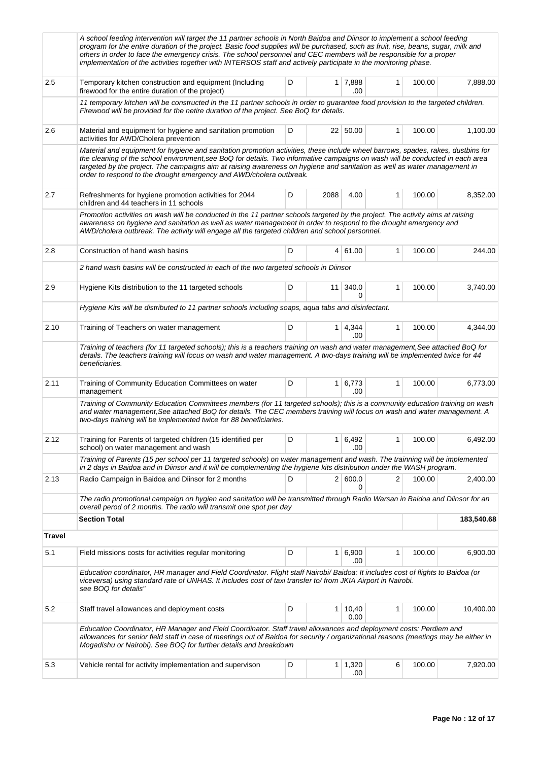| | | | | | | | |
|---|---|---|---|---|---|---|---|
| | *A school feeding intervention will target the 11 partner schools in North Baidoa and Diinsor to implement a school feeding program for the entire duration of the project. Basic food supplies will be purchased, such as fruit, rise, beans, sugar, milk and others in order to face the emergency crisis. The school personnel and CEC members will be responsible for a proper implementation of the activities together with INTERSOS staff and actively participate in the monitoring phase.* | | | | | | |
| 2.5 | Temporary kitchen construction and equipment (Including firewood for the entire duration of the project) | D | 1 | 7,888.00 | 1 | 100.00 | 7,888.00 |
| | *11 temporary kitchen will be constructed in the 11 partner schools in order to guarantee food provision to the targeted children. Firewood will be provided for the netire duration of the project. See BoQ for details.* | | | | | | |
| 2.6 | Material and equipment for hygiene and sanitation promotion activities for AWD/Cholera prevention | D | 22 | 50.00 | 1 | 100.00 | 1,100.00 |
| | *Material and equipment for hygiene and sanitation promotion activities, these include wheel barrows, spades, rakes, dustbins for the cleaning of the school environment,see BoQ for details. Two informative campaigns on wash will be conducted in each area targeted by the project. The campaigns aim at raising awareness on hygiene and sanitation as well as water management in order to respond to the drought emergency and AWD/cholera outbreak.* | | | | | | |
| 2.7 | Refreshments for hygiene promotion activities for 2044 children and 44 teachers in 11 schools | D | 2088 | 4.00 | 1 | 100.00 | 8,352.00 |
| | *Promotion activities on wash will be conducted in the 11 partner schools targeted by the project. The activity aims at raising awareness on hygiene and sanitation as well as water management in order to respond to the drought emergency and AWD/cholera outbreak. The activity will engage all the targeted children and school personnel.* | | | | | | |
| 2.8 | Construction of hand wash basins | D | 4 | 61.00 | 1 | 100.00 | 244.00 |
| | *2 hand wash basins will be constructed in each of the two targeted schools in Diinsor* | | | | | | |
| 2.9 | Hygiene Kits distribution to the 11 targeted schools | D | 11 | 340.00 | 1 | 100.00 | 3,740.00 |
| | *Hygiene Kits will be distributed to 11 partner schools including soaps, aqua tabs and disinfectant.* | | | | | | |
| 2.10 | Training of Teachers on water management | D | 1 | 4,344.00 | 1 | 100.00 | 4,344.00 |
| | *Training of teachers (for 11 targeted schools); this is a teachers training on wash and water management,See attached BoQ for details. The teachers training will focus on wash and water management. A two-days training will be implemented twice for 44 beneficiaries.* | | | | | | |
| 2.11 | Training of Community Education Committees on water management | D | 1 | 6,773.00 | 1 | 100.00 | 6,773.00 |
| | *Training of Community Education Committees members (for 11 targeted schools); this is a community education training on wash and water management,See attached BoQ for details. The CEC members training will focus on wash and water management. A two-days training will be implemented twice for 88 beneficiaries.* | | | | | | |
| 2.12 | Training for Parents of targeted children (15 identified per school) on water management and wash | D | 1 | 6,492.00 | 1 | 100.00 | 6,492.00 |
| | *Training of Parents (15 per school per 11 targeted schools) on water management and wash. The trainning will be implemented in 2 days in Baidoa and in Diinsor and it will be complementing the hygiene kits distribution under the WASH program.* | | | | | | |
| 2.13 | Radio Campaign in Baidoa and Diinsor for 2 months | D | 2 | 600.00 | 2 | 100.00 | 2,400.00 |
| | *The radio promotional campaign on hygien and sanitation will be transmitted through Radio Warsan in Baidoa and Diinsor for an overall perod of 2 months. The radio will transmit one spot per day* | | | | | | |
| | **Section Total** | | | | | | **183,540.68** |
| **Travel** | | | | | | | |
| 5.1 | Field missions costs for activities regular monitoring | D | 1 | 6,900.00 | 1 | 100.00 | 6,900.00 |
| | *Education coordinator, HR manager and Field Coordinator. Flight staff Nairobi/ Baidoa: It includes cost of flights to Baidoa (or viceversa) using standard rate of UNHAS. It includes cost of taxi transfer to/ from JKIA Airport in Nairobi. see BOQ for details"* | | | | | | |
| 5.2 | Staff travel allowances and deployment costs | D | 1 | 10,400.00 | 1 | 100.00 | 10,400.00 |
| | *Education Coordinator, HR Manager and Field Coordinator. Staff travel allowances and deployment costs: Perdiem and allowances for senior field staff in case of meetings out of Baidoa for security / organizational reasons (meetings may be either in Mogadishu or Nairobi). See BOQ for further details and breakdown* | | | | | | |
| 5.3 | Vehicle rental for activity implementation and supervison | D | 1 | 1,320.00 | 6 | 100.00 | 7,920.00 |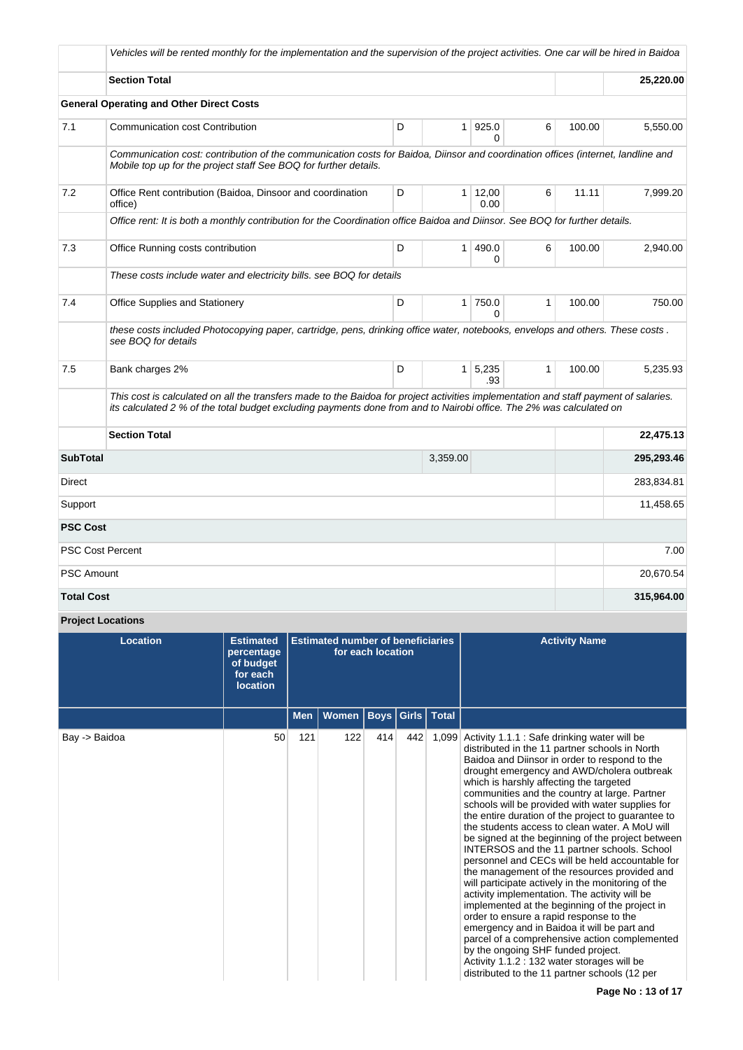| | | | | | | | |
|---|---|---|---|---|---|---|---|
| | *Vehicles will be rented monthly for the implementation and the supervision of the project activities. One car will be hired in Baidoa* | | | | | | |
| | **Section Total** | | | | | | **25,220.00** |
| **General Operating and Other Direct Costs** | | | | | | | |
| 7.1 | Communication cost Contribution | D | 1 | 925.00 | 6 | 100.00 | 5,550.00 |
| | *Communication cost: contribution of the communication costs for Baidoa, Diinsor and coordination offices (internet, landline and Mobile top up for the project staff See BOQ for further details.* | | | | | | |
| 7.2 | Office Rent contribution (Baidoa, Dinsoor and coordination office) | D | 1 | 12,000.00 | 6 | 11.11 | 7,999.20 |
| | *Office rent: It is both a monthly contribution for the Coordination office Baidoa and Diinsor. See BOQ for further details.* | | | | | | |
| 7.3 | Office Running costs contribution | D | 1 | 490.00 | 6 | 100.00 | 2,940.00 |
| | *These costs include water and electricity bills. see BOQ for details* | | | | | | |
| 7.4 | Office Supplies and Stationery | D | 1 | 750.00 | 1 | 100.00 | 750.00 |
| | *these costs included Photocopying paper, cartridge, pens, drinking office water, notebooks, envelops and others. These costs . see BOQ for details* | | | | | | |
| 7.5 | Bank charges 2% | D | 1 | 5,235.93 | 1 | 100.00 | 5,235.93 |
| | *This cost is calculated on all the transfers made to the Baidoa for project activities implementation and staff payment of salaries. its calculated 2 % of the total budget excluding payments done from and to Nairobi office. The 2% was calculated on* | | | | | | |
| | **Section Total** | | | | | | **22,475.13** |
| **SubTotal** | | | 3,359.00 | | | | **295,293.46** |
| Direct | | | | | | | 283,834.81 |
| Support | | | | | | | 11,458.65 |
| **PSC Cost** | | | | | | | |
| PSC Cost Percent | | | | | | | 7.00 |
| PSC Amount | | | | | | | 20,670.54 |
| **Total Cost** | | | | | | | **315,964.00** |

**Project Locations**

| Location | Estimated percentage of budget for each location | Estimated number of beneficiaries for each location | | | | | Activity Name |
|---|---|---|---|---|---|---|---|
| | | Men | Women | Boys | Girls | Total | |
| Bay -> Baidoa | 50 | 121 | 122 | 414 | 442 | 1,099 | Activity 1.1.1 : Safe drinking water will be distributed in the 11 partner schools in North Baidoa and Diinsor in order to respond to the drought emergency and AWD/cholera outbreak which is harshly affecting the targeted communities and the country at large. Partner schools will be provided with water supplies for the entire duration of the project to guarantee to the students access to clean water. A MoU will be signed at the beginning of the project between INTERSOS and the 11 partner schools. School personnel and CECs will be held accountable for the management of the resources provided and will participate actively in the monitoring of the activity implementation. The activity will be implemented at the beginning of the project in order to ensure a rapid response to the emergency and in Baidoa it will be part and parcel of a comprehensive action complemented by the ongoing SHF funded project.<br>Activity 1.1.2 : 132 water storages will be distributed to the 11 partner schools (12 per |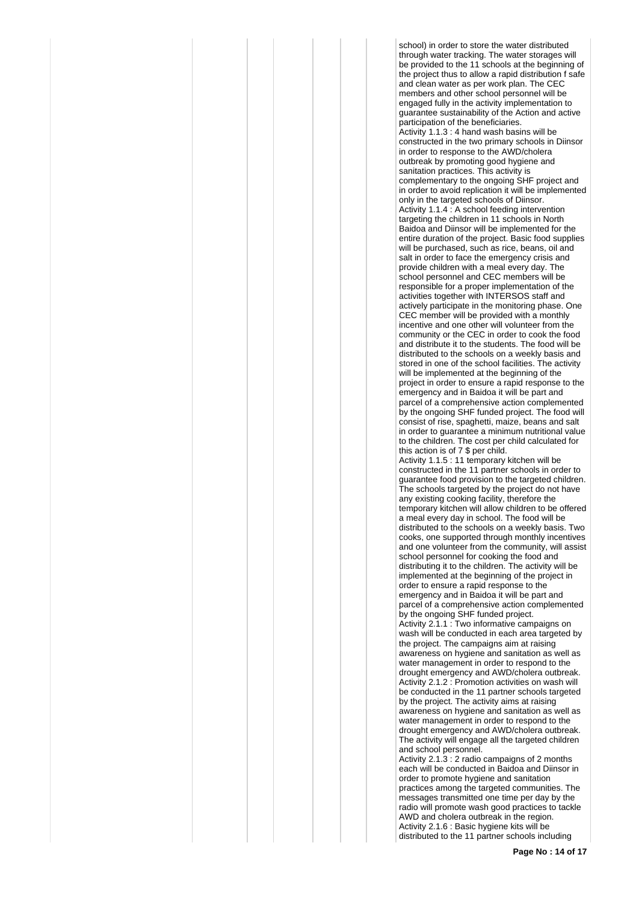school) in order to store the water distributed through water tracking. The water storages will be provided to the 11 schools at the beginning of the project thus to allow a rapid distribution f safe and clean water as per work plan. The CEC members and other school personnel will be engaged fully in the activity implementation to guarantee sustainability of the Action and active participation of the beneficiaries.

Activity 1.1.3 : 4 hand wash basins will be constructed in the two primary schools in Diinsor in order to response to the AWD/cholera outbreak by promoting good hygiene and sanitation practices. This activity is complementary to the ongoing SHF project and in order to avoid replication it will be implemented only in the targeted schools of Diinsor.

Activity 1.1.4 : A school feeding intervention targeting the children in 11 schools in North Baidoa and Diinsor will be implemented for the entire duration of the project. Basic food supplies will be purchased, such as rice, beans, oil and salt in order to face the emergency crisis and provide children with a meal every day. The school personnel and CEC members will be responsible for a proper implementation of the activities together with INTERSOS staff and actively participate in the monitoring phase. One CEC member will be provided with a monthly incentive and one other will volunteer from the community or the CEC in order to cook the food and distribute it to the students. The food will be distributed to the schools on a weekly basis and stored in one of the school facilities. The activity will be implemented at the beginning of the project in order to ensure a rapid response to the emergency and in Baidoa it will be part and parcel of a comprehensive action complemented by the ongoing SHF funded project. The food will consist of rise, spaghetti, maize, beans and salt in order to guarantee a minimum nutritional value to the children. The cost per child calculated for this action is of 7 $ per child.

Activity 1.1.5 : 11 temporary kitchen will be constructed in the 11 partner schools in order to guarantee food provision to the targeted children. The schools targeted by the project do not have any existing cooking facility, therefore the temporary kitchen will allow children to be offered a meal every day in school. The food will be distributed to the schools on a weekly basis. Two cooks, one supported through monthly incentives and one volunteer from the community, will assist school personnel for cooking the food and distributing it to the children. The activity will be implemented at the beginning of the project in order to ensure a rapid response to the emergency and in Baidoa it will be part and parcel of a comprehensive action complemented by the ongoing SHF funded project.

Activity 2.1.1 : Two informative campaigns on wash will be conducted in each area targeted by the project. The campaigns aim at raising awareness on hygiene and sanitation as well as water management in order to respond to the drought emergency and AWD/cholera outbreak.

Activity 2.1.2 : Promotion activities on wash will be conducted in the 11 partner schools targeted by the project. The activity aims at raising awareness on hygiene and sanitation as well as water management in order to respond to the drought emergency and AWD/cholera outbreak. The activity will engage all the targeted children and school personnel.

Activity 2.1.3 : 2 radio campaigns of 2 months each will be conducted in Baidoa and Diinsor in order to promote hygiene and sanitation practices among the targeted communities. The messages transmitted one time per day by the radio will promote wash good practices to tackle AWD and cholera outbreak in the region.

Activity 2.1.6 : Basic hygiene kits will be distributed to the 11 partner schools including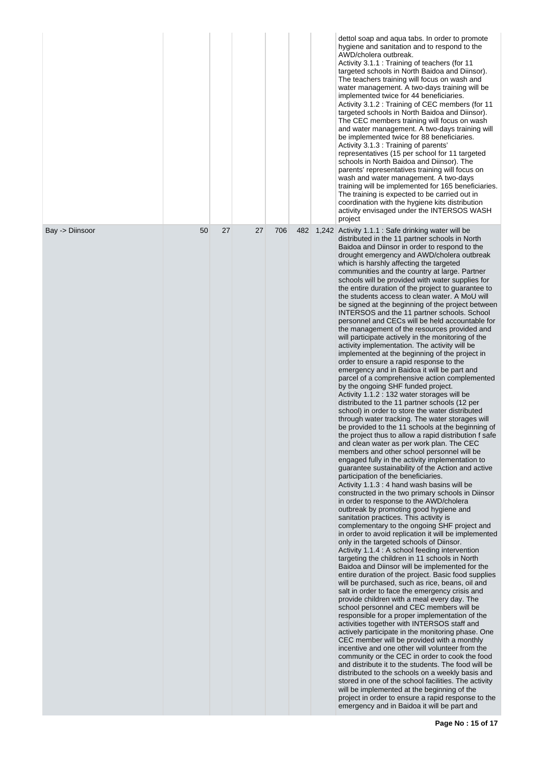| | | | | | | | |
|---|---|---|---|---|---|---|---|
| | | | | | | | dettol soap and aqua tabs. In order to promote hygiene and sanitation and to respond to the AWD/cholera outbreak.<br>Activity 3.1.1 : Training of teachers (for 11 targeted schools in North Baidoa and Diinsor). The teachers training will focus on wash and water management. A two-days training will be implemented twice for 44 beneficiaries.<br>Activity 3.1.2 : Training of CEC members (for 11 targeted schools in North Baidoa and Diinsor). The CEC members training will focus on wash and water management. A two-days training will be implemented twice for 88 beneficiaries.<br>Activity 3.1.3 : Training of parents' representatives (15 per school for 11 targeted schools in North Baidoa and Diinsor). The parents' representatives training will focus on wash and water management. A two-days training will be implemented for 165 beneficiaries. The training is expected to be carried out in coordination with the hygiene kits distribution activity envisaged under the INTERSOS WASH project |
| Bay -> Diinsoor | 50 | 27 | 27 | 706 | 482 | 1,242 | Activity 1.1.1 : Safe drinking water will be distributed in the 11 partner schools in North Baidoa and Diinsor in order to respond to the drought emergency and AWD/cholera outbreak which is harshly affecting the targeted communities and the country at large. Partner schools will be provided with water supplies for the entire duration of the project to guarantee to the students access to clean water. A MoU will be signed at the beginning of the project between INTERSOS and the 11 partner schools. School personnel and CECs will be held accountable for the management of the resources provided and will participate actively in the monitoring of the activity implementation. The activity will be implemented at the beginning of the project in order to ensure a rapid response to the emergency and in Baidoa it will be part and parcel of a comprehensive action complemented by the ongoing SHF funded project.<br>Activity 1.1.2 : 132 water storages will be distributed to the 11 partner schools (12 per school) in order to store the water distributed through water tracking. The water storages will be provided to the 11 schools at the beginning of the project thus to allow a rapid distribution f safe and clean water as per work plan. The CEC members and other school personnel will be engaged fully in the activity implementation to guarantee sustainability of the Action and active participation of the beneficiaries.<br>Activity 1.1.3 : 4 hand wash basins will be constructed in the two primary schools in Diinsor in order to response to the AWD/cholera outbreak by promoting good hygiene and sanitation practices. This activity is complementary to the ongoing SHF project and in order to avoid replication it will be implemented only in the targeted schools of Diinsor.<br>Activity 1.1.4 : A school feeding intervention targeting the children in 11 schools in North Baidoa and Diinsor will be implemented for the entire duration of the project. Basic food supplies will be purchased, such as rice, beans, oil and salt in order to face the emergency crisis and provide children with a meal every day. The school personnel and CEC members will be responsible for a proper implementation of the activities together with INTERSOS staff and actively participate in the monitoring phase. One CEC member will be provided with a monthly incentive and one other will volunteer from the community or the CEC in order to cook the food and distribute it to the students. The food will be distributed to the schools on a weekly basis and stored in one of the school facilities. The activity will be implemented at the beginning of the project in order to ensure a rapid response to the emergency and in Baidoa it will be part and |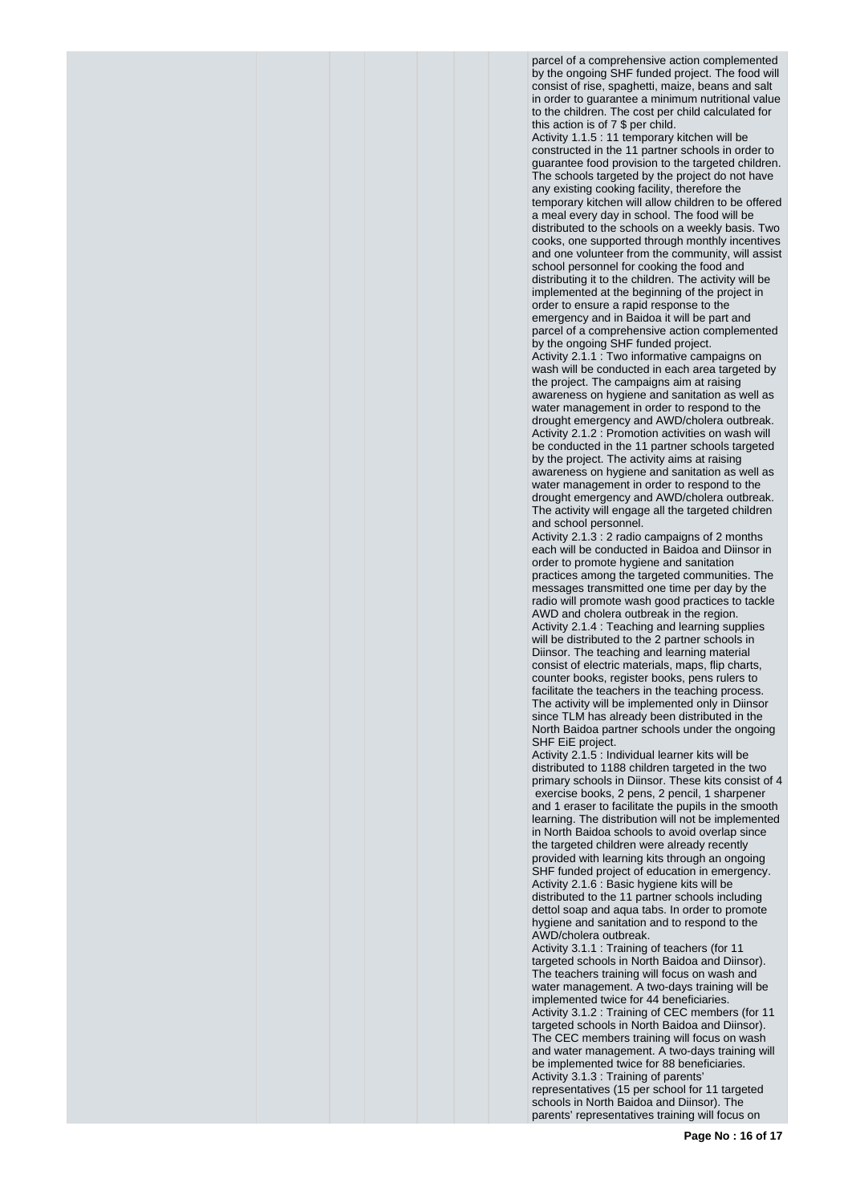parcel of a comprehensive action complemented by the ongoing SHF funded project. The food will consist of rise, spaghetti, maize, beans and salt in order to guarantee a minimum nutritional value to the children. The cost per child calculated for this action is of 7 $ per child.

Activity 1.1.5 : 11 temporary kitchen will be constructed in the 11 partner schools in order to guarantee food provision to the targeted children. The schools targeted by the project do not have any existing cooking facility, therefore the temporary kitchen will allow children to be offered a meal every day in school. The food will be distributed to the schools on a weekly basis. Two cooks, one supported through monthly incentives and one volunteer from the community, will assist school personnel for cooking the food and distributing it to the children. The activity will be implemented at the beginning of the project in order to ensure a rapid response to the emergency and in Baidoa it will be part and parcel of a comprehensive action complemented by the ongoing SHF funded project.

Activity 2.1.1 : Two informative campaigns on wash will be conducted in each area targeted by the project. The campaigns aim at raising awareness on hygiene and sanitation as well as water management in order to respond to the drought emergency and AWD/cholera outbreak.

Activity 2.1.2 : Promotion activities on wash will be conducted in the 11 partner schools targeted by the project. The activity aims at raising awareness on hygiene and sanitation as well as water management in order to respond to the drought emergency and AWD/cholera outbreak. The activity will engage all the targeted children and school personnel.

Activity 2.1.3 : 2 radio campaigns of 2 months each will be conducted in Baidoa and Diinsor in order to promote hygiene and sanitation practices among the targeted communities. The messages transmitted one time per day by the radio will promote wash good practices to tackle AWD and cholera outbreak in the region.

Activity 2.1.4 : Teaching and learning supplies will be distributed to the 2 partner schools in Diinsor. The teaching and learning material consist of electric materials, maps, flip charts, counter books, register books, pens rulers to facilitate the teachers in the teaching process. The activity will be implemented only in Diinsor since TLM has already been distributed in the North Baidoa partner schools under the ongoing SHF EiE project.

Activity 2.1.5 : Individual learner kits will be distributed to 1188 children targeted in the two primary schools in Diinsor. These kits consist of 4 exercise books, 2 pens, 2 pencil, 1 sharpener and 1 eraser to facilitate the pupils in the smooth learning. The distribution will not be implemented in North Baidoa schools to avoid overlap since the targeted children were already recently provided with learning kits through an ongoing SHF funded project of education in emergency.

Activity 2.1.6 : Basic hygiene kits will be distributed to the 11 partner schools including dettol soap and aqua tabs. In order to promote hygiene and sanitation and to respond to the AWD/cholera outbreak.

Activity 3.1.1 : Training of teachers (for 11 targeted schools in North Baidoa and Diinsor). The teachers training will focus on wash and water management. A two-days training will be implemented twice for 44 beneficiaries.

Activity 3.1.2 : Training of CEC members (for 11 targeted schools in North Baidoa and Diinsor). The CEC members training will focus on wash and water management. A two-days training will be implemented twice for 88 beneficiaries.

Activity 3.1.3 : Training of parents' representatives (15 per school for 11 targeted schools in North Baidoa and Diinsor). The parents' representatives training will focus on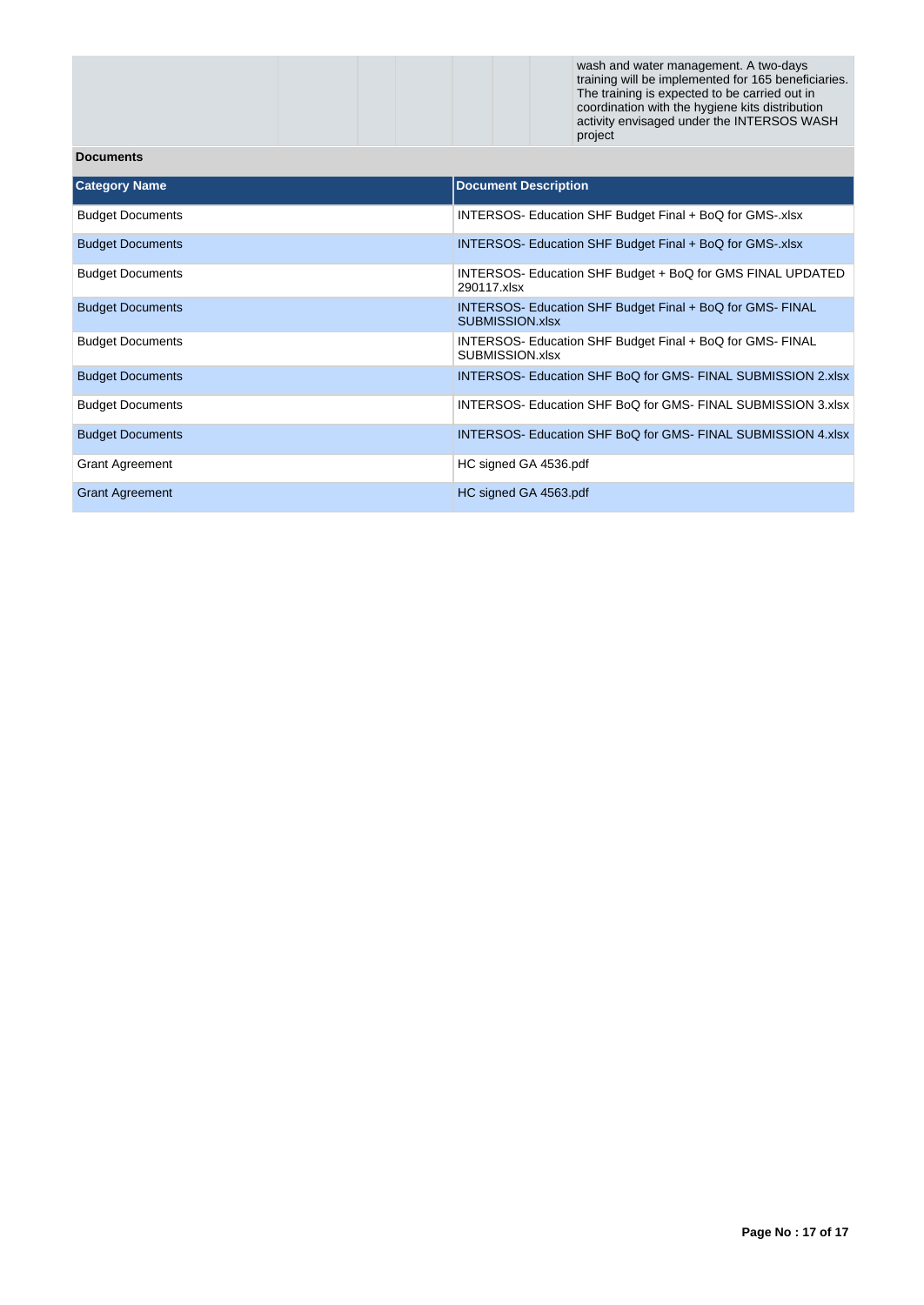| | | | | | | | |
|---|---|---|---|---|---|---|---|
| | | | | | | | wash and water management. A two-days training will be implemented for 165 beneficiaries. The training is expected to be carried out in coordination with the hygiene kits distribution activity envisaged under the INTERSOS WASH project |

**Documents**

| Category Name | Document Description |
|---|---|
| Budget Documents | INTERSOS- Education SHF Budget Final + BoQ for GMS-.xlsx |
| Budget Documents | INTERSOS- Education SHF Budget Final + BoQ for GMS-.xlsx |
| Budget Documents | INTERSOS- Education SHF Budget + BoQ for GMS FINAL UPDATED 290117.xlsx |
| Budget Documents | INTERSOS- Education SHF Budget Final + BoQ for GMS- FINAL SUBMISSION.xlsx |
| Budget Documents | INTERSOS- Education SHF Budget Final + BoQ for GMS- FINAL SUBMISSION.xlsx |
| Budget Documents | INTERSOS- Education SHF BoQ for GMS- FINAL SUBMISSION 2.xlsx |
| Budget Documents | INTERSOS- Education SHF BoQ for GMS- FINAL SUBMISSION 3.xlsx |
| Budget Documents | INTERSOS- Education SHF BoQ for GMS- FINAL SUBMISSION 4.xlsx |
| Grant Agreement | HC signed GA 4536.pdf |
| Grant Agreement | HC signed GA 4563.pdf |